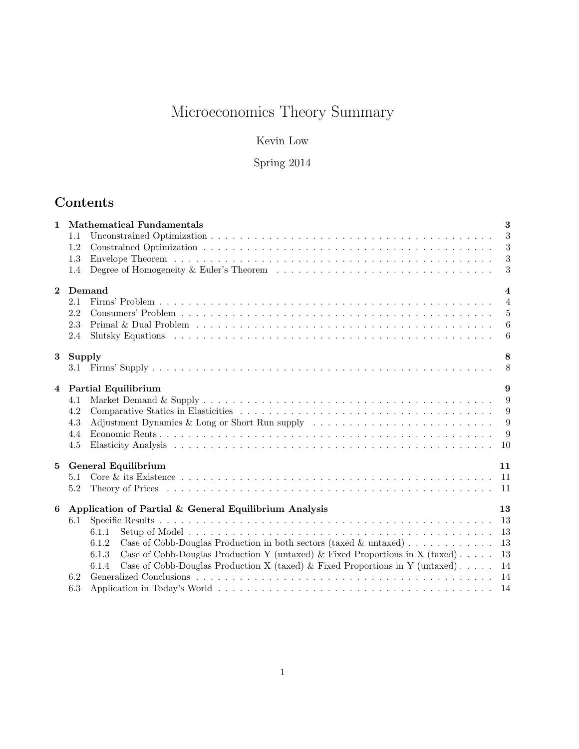# Microeconomics Theory Summary

Kevin Low

Spring 2014

## Contents

**1 Mathematical Fundamentals** — 3
- 1.1 Unconstrained Optimization — 3
- 1.2 Constrained Optimization — 3
- 1.3 Envelope Theorem — 3
- 1.4 Degree of Homogeneity & Euler's Theorem — 3

**2 Demand** — 4
- 2.1 Firms' Problem — 4
- 2.2 Consumers' Problem — 5
- 2.3 Primal & Dual Problem — 6
- 2.4 Slutsky Equations — 6

**3 Supply** — 8
- 3.1 Firms' Supply — 8

**4 Partial Equilibrium** — 9
- 4.1 Market Demand & Supply — 9
- 4.2 Comparative Statics in Elasticities — 9
- 4.3 Adjustment Dynamics & Long or Short Run supply — 9
- 4.4 Economic Rents — 9
- 4.5 Elasticity Analysis — 10

**5 General Equilibrium** — 11
- 5.1 Core & its Existence — 11
- 5.2 Theory of Prices — 11

**6 Application of Partial & General Equilibrium Analysis** — 13
- 6.1 Specific Results — 13
  - 6.1.1 Setup of Model — 13
  - 6.1.2 Case of Cobb-Douglas Production in both sectors (taxed & untaxed) — 13
  - 6.1.3 Case of Cobb-Douglas Production Y (untaxed) & Fixed Proportions in X (taxed) — 13
  - 6.1.4 Case of Cobb-Douglas Production X (taxed) & Fixed Proportions in Y (untaxed) — 14
- 6.2 Generalized Conclusions — 14
- 6.3 Application in Today's World — 14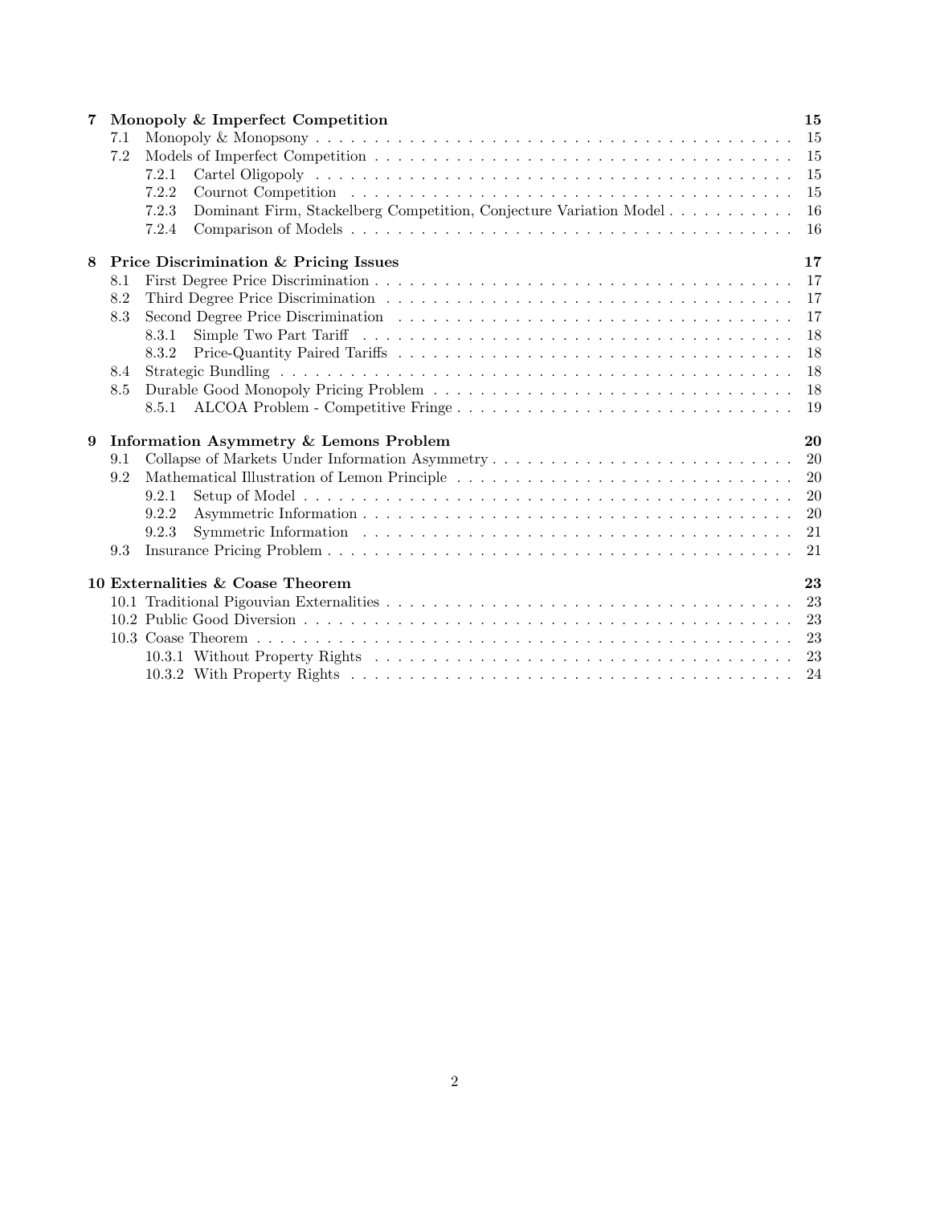**7 Monopoly & Imperfect Competition** — 15

- 7.1 Monopoly & Monopsony — 15
- 7.2 Models of Imperfect Competition — 15
  - 7.2.1 Cartel Oligopoly — 15
  - 7.2.2 Cournot Competition — 15
  - 7.2.3 Dominant Firm, Stackelberg Competition, Conjecture Variation Model — 16
  - 7.2.4 Comparison of Models — 16

**8 Price Discrimination & Pricing Issues** — 17

- 8.1 First Degree Price Discrimination — 17
- 8.2 Third Degree Price Discrimination — 17
- 8.3 Second Degree Price Discrimination — 17
  - 8.3.1 Simple Two Part Tariff — 18
  - 8.3.2 Price-Quantity Paired Tariffs — 18
- 8.4 Strategic Bundling — 18
- 8.5 Durable Good Monopoly Pricing Problem — 18
  - 8.5.1 ALCOA Problem - Competitive Fringe — 19

**9 Information Asymmetry & Lemons Problem** — 20

- 9.1 Collapse of Markets Under Information Asymmetry — 20
- 9.2 Mathematical Illustration of Lemon Principle — 20
  - 9.2.1 Setup of Model — 20
  - 9.2.2 Asymmetric Information — 20
  - 9.2.3 Symmetric Information — 21
- 9.3 Insurance Pricing Problem — 21

**10 Externalities & Coase Theorem** — 23

- 10.1 Traditional Pigouvian Externalities — 23
- 10.2 Public Good Diversion — 23
- 10.3 Coase Theorem — 23
  - 10.3.1 Without Property Rights — 23
  - 10.3.2 With Property Rights — 24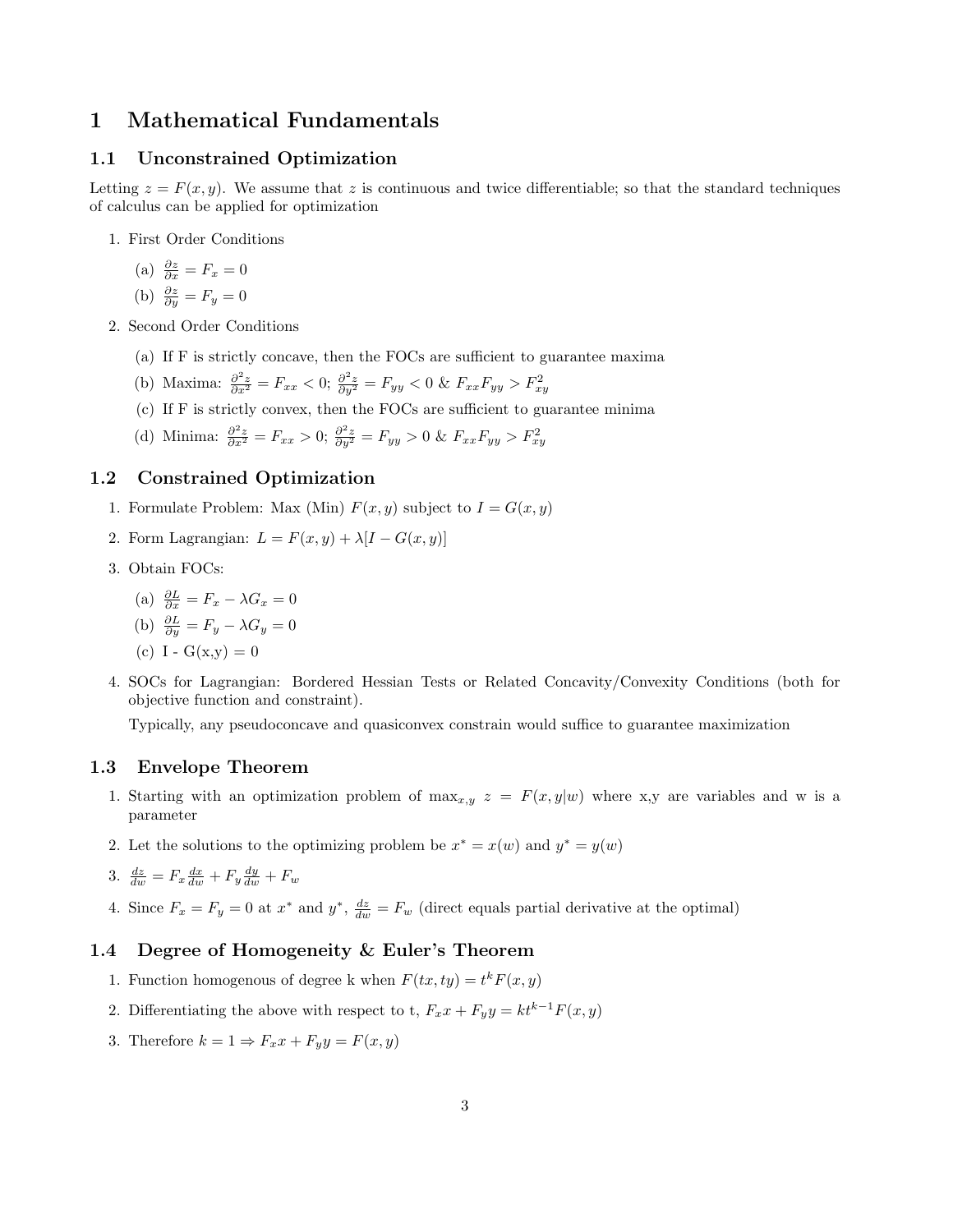# 1 Mathematical Fundamentals

## 1.1 Unconstrained Optimization

Letting $z = F(x, y)$. We assume that $z$ is continuous and twice differentiable; so that the standard techniques of calculus can be applied for optimization

1. First Order Conditions
   (a) $\frac{\partial z}{\partial x} = F_x = 0$
   (b) $\frac{\partial z}{\partial y} = F_y = 0$
2. Second Order Conditions
   (a) If F is strictly concave, then the FOCs are sufficient to guarantee maxima
   (b) Maxima: $\frac{\partial^2 z}{\partial x^2} = F_{xx} < 0$; $\frac{\partial^2 z}{\partial y^2} = F_{yy} < 0$ & $F_{xx}F_{yy} > F_{xy}^2$
   (c) If F is strictly convex, then the FOCs are sufficient to guarantee minima
   (d) Minima: $\frac{\partial^2 z}{\partial x^2} = F_{xx} > 0$; $\frac{\partial^2 z}{\partial y^2} = F_{yy} > 0$ & $F_{xx}F_{yy} > F_{xy}^2$

## 1.2 Constrained Optimization

1. Formulate Problem: Max (Min) $F(x, y)$ subject to $I = G(x, y)$
2. Form Lagrangian: $L = F(x, y) + \lambda[I - G(x, y)]$
3. Obtain FOCs:
   (a) $\frac{\partial L}{\partial x} = F_x - \lambda G_x = 0$
   (b) $\frac{\partial L}{\partial y} = F_y - \lambda G_y = 0$
   (c) I - G(x,y) = 0
4. SOCs for Lagrangian: Bordered Hessian Tests or Related Concavity/Convexity Conditions (both for objective function and constraint).

   Typically, any pseudoconcave and quasiconvex constrain would suffice to guarantee maximization

## 1.3 Envelope Theorem

1. Starting with an optimization problem of $\max_{x,y}\ z = F(x, y|w)$ where x,y are variables and w is a parameter
2. Let the solutions to the optimizing problem be $x^* = x(w)$ and $y^* = y(w)$
3. $\frac{dz}{dw} = F_x \frac{dx}{dw} + F_y \frac{dy}{dw} + F_w$
4. Since $F_x = F_y = 0$ at $x^*$ and $y^*$, $\frac{dz}{dw} = F_w$ (direct equals partial derivative at the optimal)

## 1.4 Degree of Homogeneity & Euler's Theorem

1. Function homogenous of degree k when $F(tx, ty) = t^k F(x, y)$
2. Differentiating the above with respect to t, $F_x x + F_y y = kt^{k-1}F(x, y)$
3. Therefore $k = 1 \Rightarrow F_x x + F_y y = F(x, y)$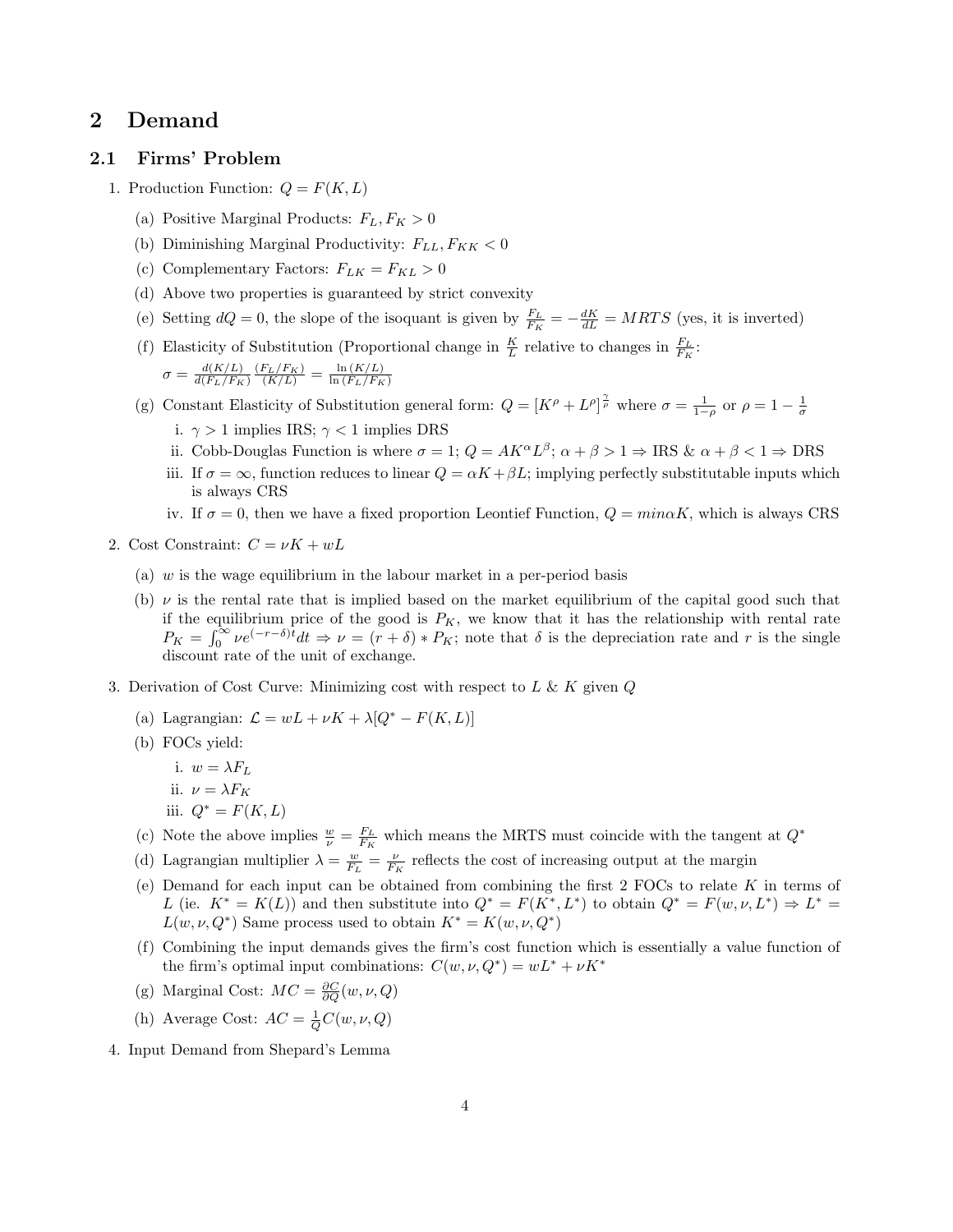# 2 Demand

## 2.1 Firms' Problem

1. Production Function: $Q = F(K, L)$
   (a) Positive Marginal Products: $F_L, F_K > 0$
   (b) Diminishing Marginal Productivity: $F_{LL}, F_{KK} < 0$
   (c) Complementary Factors: $F_{LK} = F_{KL} > 0$
   (d) Above two properties is guaranteed by strict convexity
   (e) Setting $dQ = 0$, the slope of the isoquant is given by $\frac{F_L}{F_K} = -\frac{dK}{dL} = MRTS$ (yes, it is inverted)
   (f) Elasticity of Substitution (Proportional change in $\frac{K}{L}$ relative to changes in $\frac{F_L}{F_K}$:
   $\sigma = \frac{d(K/L)}{d(F_L/F_K)} \frac{(F_L/F_K)}{(K/L)} = \frac{\ln(K/L)}{\ln(F_L/F_K)}$
   (g) Constant Elasticity of Substitution general form: $Q = [K^\rho + L^\rho]^{\frac{\gamma}{\rho}}$ where $\sigma = \frac{1}{1-\rho}$ or $\rho = 1 - \frac{1}{\sigma}$
      i. $\gamma > 1$ implies IRS; $\gamma < 1$ implies DRS
      ii. Cobb-Douglas Function is where $\sigma = 1$; $Q = AK^\alpha L^\beta$; $\alpha + \beta > 1 \Rightarrow$ IRS & $\alpha + \beta < 1 \Rightarrow$ DRS
      iii. If $\sigma = \infty$, function reduces to linear $Q = \alpha K + \beta L$; implying perfectly substitutable inputs which is always CRS
      iv. If $\sigma = 0$, then we have a fixed proportion Leontief Function, $Q = min \alpha K$, which is always CRS
2. Cost Constraint: $C = \nu K + wL$
   (a) $w$ is the wage equilibrium in the labour market in a per-period basis
   (b) $\nu$ is the rental rate that is implied based on the market equilibrium of the capital good such that if the equilibrium price of the good is $P_K$, we know that it has the relationship with rental rate $P_K = \int_0^\infty \nu e^{(-r-\delta)t} dt \Rightarrow \nu = (r + \delta) * P_K$; note that $\delta$ is the depreciation rate and $r$ is the single discount rate of the unit of exchange.
3. Derivation of Cost Curve: Minimizing cost with respect to $L$ & $K$ given $Q$
   (a) Lagrangian: $\mathcal{L} = wL + \nu K + \lambda[Q^* - F(K, L)]$
   (b) FOCs yield:
      i. $w = \lambda F_L$
      ii. $\nu = \lambda F_K$
      iii. $Q^* = F(K, L)$
   (c) Note the above implies $\frac{w}{\nu} = \frac{F_L}{F_K}$ which means the MRTS must coincide with the tangent at $Q^*$
   (d) Lagrangian multiplier $\lambda = \frac{w}{F_L} = \frac{\nu}{F_K}$ reflects the cost of increasing output at the margin
   (e) Demand for each input can be obtained from combining the first 2 FOCs to relate $K$ in terms of $L$ (ie. $K^* = K(L)$) and then substitute into $Q^* = F(K^*, L^*)$ to obtain $Q^* = F(w, \nu, L^*) \Rightarrow L^* = L(w, \nu, Q^*)$ Same process used to obtain $K^* = K(w, \nu, Q^*)$
   (f) Combining the input demands gives the firm's cost function which is essentially a value function of the firm's optimal input combinations: $C(w, \nu, Q^*) = wL^* + \nu K^*$
   (g) Marginal Cost: $MC = \frac{\partial C}{\partial Q}(w, \nu, Q)$
   (h) Average Cost: $AC = \frac{1}{Q} C(w, \nu, Q)$
4. Input Demand from Shepard's Lemma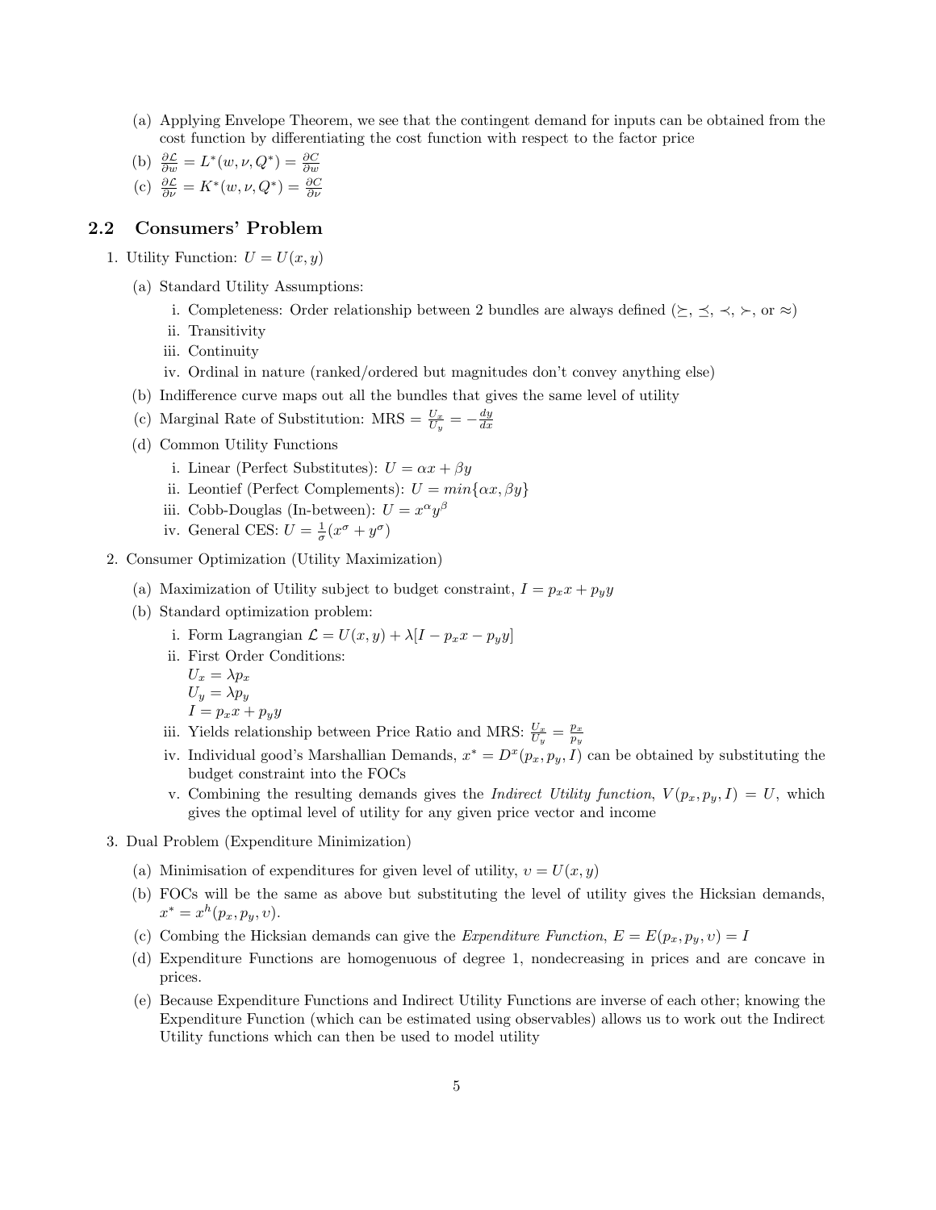(a) Applying Envelope Theorem, we see that the contingent demand for inputs can be obtained from the cost function by differentiating the cost function with respect to the factor price

(b) $\frac{\partial \mathcal{L}}{\partial w} = L^*(w, \nu, Q^*) = \frac{\partial C}{\partial w}$

(c) $\frac{\partial \mathcal{L}}{\partial \nu} = K^*(w, \nu, Q^*) = \frac{\partial C}{\partial \nu}$

## 2.2 Consumers' Problem

1. Utility Function: $U = U(x, y)$

   (a) Standard Utility Assumptions:

   i. Completeness: Order relationship between 2 bundles are always defined ($\succeq$, $\preceq$, $\prec$, $\succ$, or $\approx$)

   ii. Transitivity

   iii. Continuity

   iv. Ordinal in nature (ranked/ordered but magnitudes don't convey anything else)

   (b) Indifference curve maps out all the bundles that gives the same level of utility

   (c) Marginal Rate of Substitution: MRS $= \frac{U_x}{U_y} = -\frac{dy}{dx}$

   (d) Common Utility Functions

   i. Linear (Perfect Substitutes): $U = \alpha x + \beta y$

   ii. Leontief (Perfect Complements): $U = min\{\alpha x, \beta y\}$

   iii. Cobb-Douglas (In-between): $U = x^{\alpha} y^{\beta}$

   iv. General CES: $U = \frac{1}{\sigma}(x^{\sigma} + y^{\sigma})$

2. Consumer Optimization (Utility Maximization)

   (a) Maximization of Utility subject to budget constraint, $I = p_x x + p_y y$

   (b) Standard optimization problem:

   i. Form Lagrangian $\mathcal{L} = U(x, y) + \lambda[I - p_x x - p_y y]$

   ii. First Order Conditions:
   $U_x = \lambda p_x$
   $U_y = \lambda p_y$
   $I = p_x x + p_y y$

   iii. Yields relationship between Price Ratio and MRS: $\frac{U_x}{U_y} = \frac{p_x}{p_y}$

   iv. Individual good's Marshallian Demands, $x^* = D^x(p_x, p_y, I)$ can be obtained by substituting the budget constraint into the FOCs

   v. Combining the resulting demands gives the *Indirect Utility function*, $V(p_x, p_y, I) = U$, which gives the optimal level of utility for any given price vector and income

3. Dual Problem (Expenditure Minimization)

   (a) Minimisation of expenditures for given level of utility, $\upsilon = U(x, y)$

   (b) FOCs will be the same as above but substituting the level of utility gives the Hicksian demands, $x^* = x^h(p_x, p_y, \upsilon)$.

   (c) Combing the Hicksian demands can give the *Expenditure Function*, $E = E(p_x, p_y, \upsilon) = I$

   (d) Expenditure Functions are homogenuous of degree 1, nondecreasing in prices and are concave in prices.

   (e) Because Expenditure Functions and Indirect Utility Functions are inverse of each other; knowing the Expenditure Function (which can be estimated using observables) allows us to work out the Indirect Utility functions which can then be used to model utility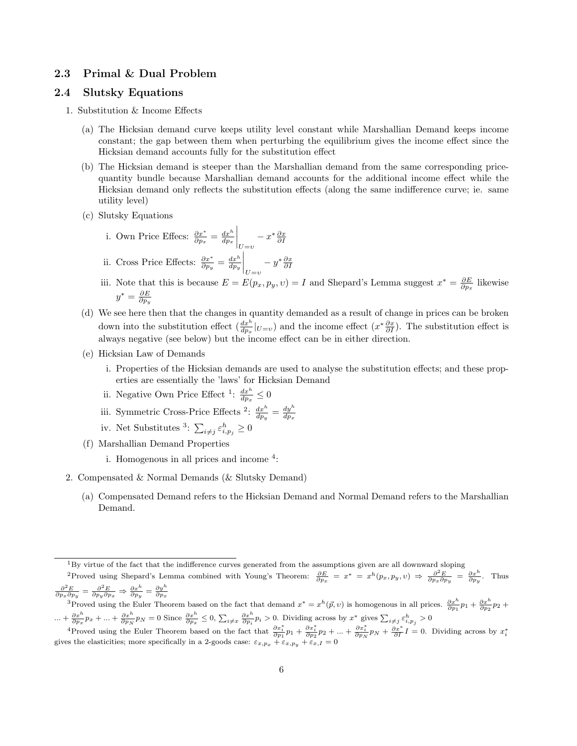### 2.3 Primal & Dual Problem

### 2.4 Slutsky Equations

1. Substitution & Income Effects
   (a) The Hicksian demand curve keeps utility level constant while Marshallian Demand keeps income constant; the gap between them when perturbing the equilibrium gives the income effect since the Hicksian demand accounts fully for the substitution effect
   (b) The Hicksian demand is steeper than the Marshallian demand from the same corresponding price-quantity bundle because Marshallian demand accounts for the additional income effect while the Hicksian demand only reflects the substitution effects (along the same indifference curve; ie. same utility level)
   (c) Slutsky Equations
      i. Own Price Effecs: $\frac{\partial x^*}{\partial p_x} = \frac{dx^h}{dp_x}\Big|_{U=\upsilon} - x^* \frac{\partial x}{\partial I}$
      ii. Cross Price Effects: $\frac{\partial x^*}{\partial p_y} = \frac{dx^h}{dp_y}\Big|_{U=\upsilon} - y^* \frac{\partial x}{\partial I}$
      iii. Note that this is because $E = E(p_x, p_y, \upsilon) = I$ and Shepard's Lemma suggest $x^* = \frac{\partial E}{\partial p_x}$ likewise $y^* = \frac{\partial E}{\partial p_y}$
   (d) We see here then that the changes in quantity demanded as a result of change in prices can be broken down into the substitution effect ($\frac{dx^h}{dp_x}|_{U=\upsilon}$) and the income effect ($x^* \frac{\partial x}{\partial I}$). The substitution effect is always negative (see below) but the income effect can be in either direction.
   (e) Hicksian Law of Demands
      i. Properties of the Hicksian demands are used to analyse the substitution effects; and these properties are essentially the 'laws' for Hicksian Demand
      ii. Negative Own Price Effect [1]: $\frac{dx^h}{dp_x} \leq 0$
      iii. Symmetric Cross-Price Effects [2]: $\frac{dx^h}{dp_y} = \frac{dy^h}{dp_x}$
      iv. Net Substitutes [3]: $\sum_{i \neq j} \varepsilon^h_{i,p_j} \geq 0$
   (f) Marshallian Demand Properties
      i. Homogenous in all prices and income [4]:
2. Compensated & Normal Demands (& Slutsky Demand)
   (a) Compensated Demand refers to the Hicksian Demand and Normal Demand refers to the Marshallian Demand.

---

[1] By virtue of the fact that the indifference curves generated from the assumptions given are all downward sloping

[2] Proved using Shepard's Lemma combined with Young's Theorem: $\frac{\partial E}{\partial p_x} = x^* = x^h(p_x, p_y, \upsilon) \Rightarrow \frac{\partial^2 E}{\partial p_x \partial p_y} = \frac{\partial x^h}{\partial p_y}$. Thus $\frac{\partial^2 E}{\partial p_x \partial p_y} = \frac{\partial^2 E}{\partial p_y \partial p_x} \Rightarrow \frac{\partial x^h}{\partial p_y} = \frac{\partial y^h}{\partial p_x}$

[3] Proved using the Euler Theorem based on the fact that demand $x^* = x^h(\vec{p}, \upsilon)$ is homogenous in all prices. $\frac{\partial x^h}{\partial p_1}p_1 + \frac{\partial x^h}{\partial p_2}p_2 + ... + \frac{\partial x^h}{\partial p_x}p_x + ... + \frac{\partial x^h}{\partial p_N}p_N = 0$ Since $\frac{\partial x^h}{\partial p_x} \leq 0$, $\sum_{i \neq x} \frac{\partial x^h}{\partial p_i}p_i > 0$. Dividing across by $x^*$ gives $\sum_{i \neq j} \varepsilon^h_{i,p_j} > 0$

[4] Proved using the Euler Theorem based on the fact that $\frac{\partial x_i^*}{\partial p_1}p_1 + \frac{\partial x_i^*}{\partial p_2}p_2 + ... + \frac{\partial x_i^*}{\partial p_N}p_N + \frac{\partial x^*}{\partial I}I = 0$. Dividing across by $x_i^*$ gives the elasticities; more specifically in a 2-goods case: $\varepsilon_{x,p_x} + \varepsilon_{x,p_y} + \varepsilon_{x,I} = 0$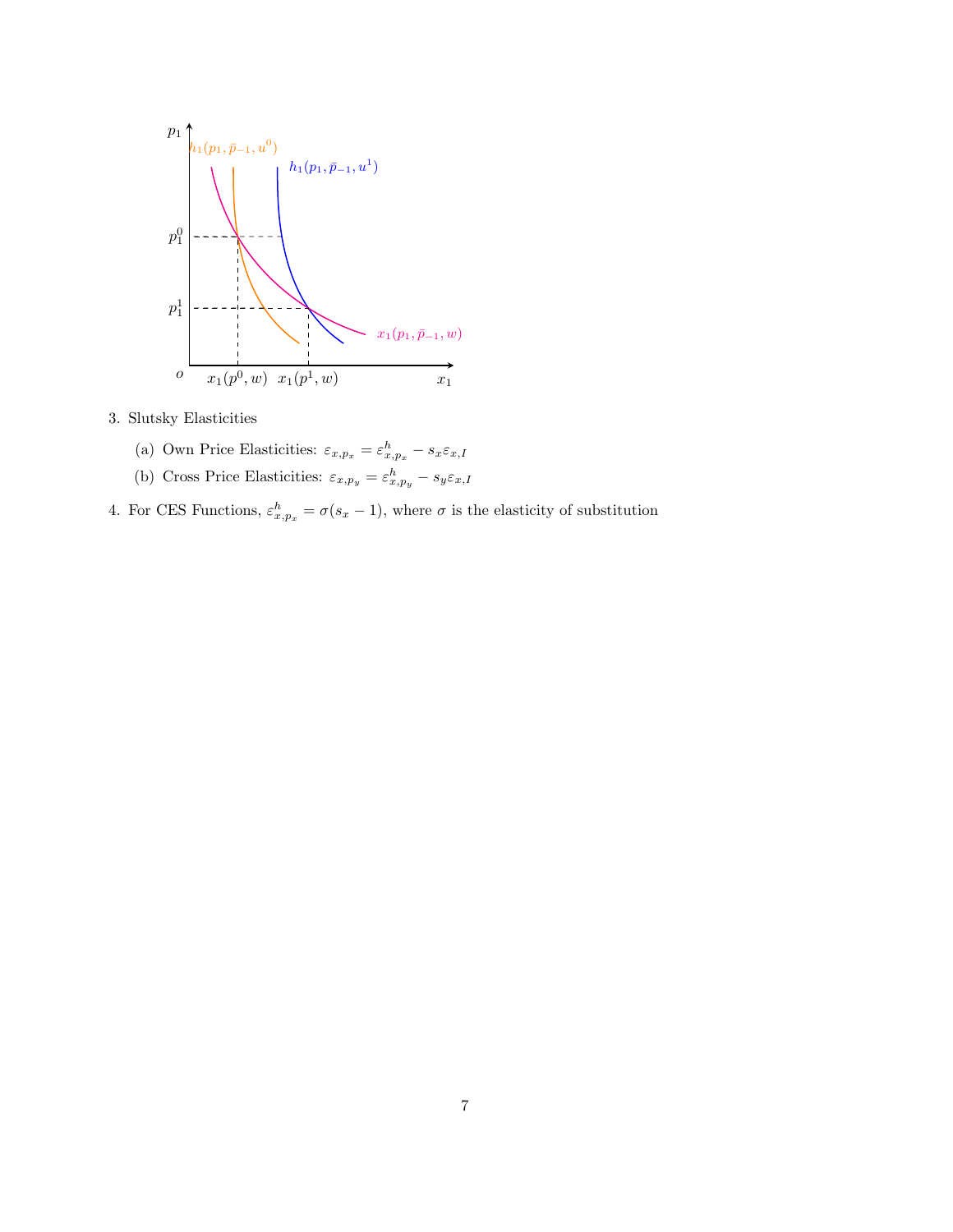3. Slutsky Elasticities

   (a) Own Price Elasticities: $\varepsilon_{x,p_x} = \varepsilon^h_{x,p_x} - s_x \varepsilon_{x,I}$

   (b) Cross Price Elasticities: $\varepsilon_{x,p_y} = \varepsilon^h_{x,p_y} - s_y \varepsilon_{x,I}$

4. For CES Functions, $\varepsilon^h_{x,p_x} = \sigma(s_x - 1)$, where $\sigma$ is the elasticity of substitution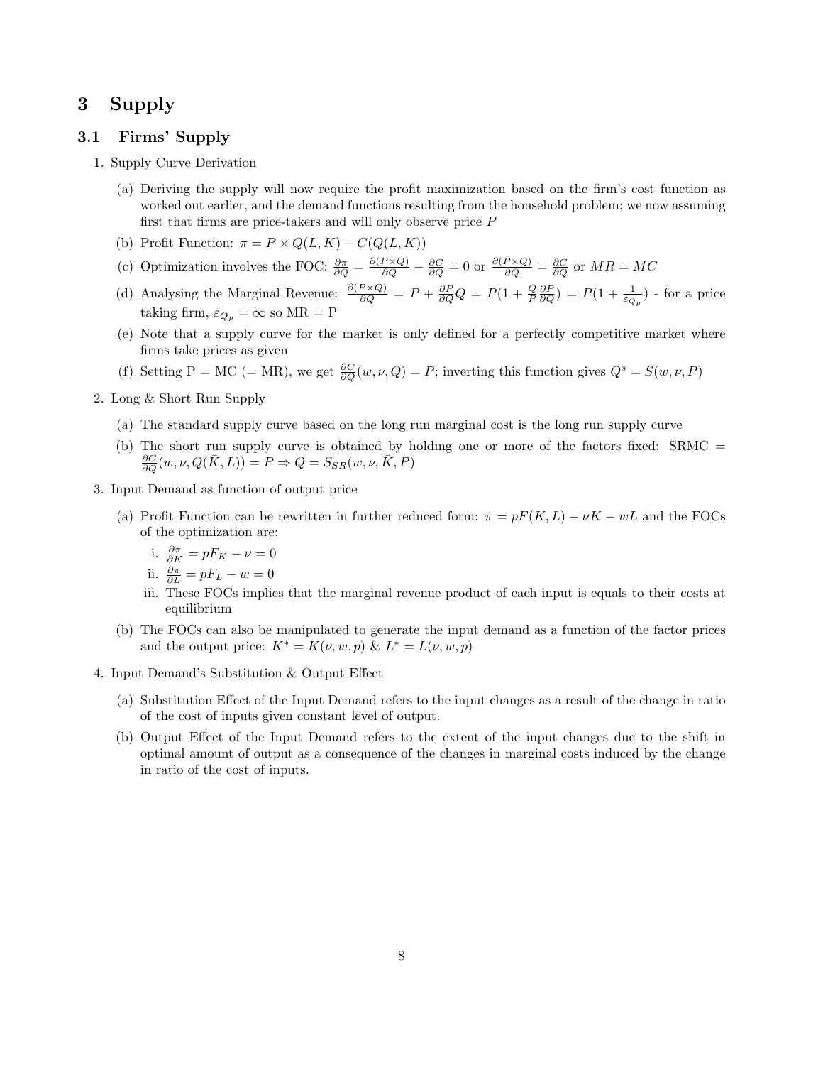# 3 Supply

## 3.1 Firms' Supply

1. Supply Curve Derivation
   (a) Deriving the supply will now require the profit maximization based on the firm's cost function as worked out earlier, and the demand functions resulting from the household problem; we now assuming first that firms are price-takers and will only observe price $P$
   (b) Profit Function: $\pi = P \times Q(L, K) - C(Q(L, K))$
   (c) Optimization involves the FOC: $\frac{\partial \pi}{\partial Q} = \frac{\partial (P \times Q)}{\partial Q} - \frac{\partial C}{\partial Q} = 0$ or $\frac{\partial (P \times Q)}{\partial Q} = \frac{\partial C}{\partial Q}$ or $MR = MC$
   (d) Analysing the Marginal Revenue: $\frac{\partial (P \times Q)}{\partial Q} = P + \frac{\partial P}{\partial Q} Q = P(1 + \frac{Q}{P} \frac{\partial P}{\partial Q}) = P(1 + \frac{1}{\varepsilon_{Q_p}})$ - for a price taking firm, $\varepsilon_{Q_p} = \infty$ so MR = P
   (e) Note that a supply curve for the market is only defined for a perfectly competitive market where firms take prices as given
   (f) Setting P = MC (= MR), we get $\frac{\partial C}{\partial Q}(w, \nu, Q) = P$; inverting this function gives $Q^s = S(w, \nu, P)$
2. Long & Short Run Supply
   (a) The standard supply curve based on the long run marginal cost is the long run supply curve
   (b) The short run supply curve is obtained by holding one or more of the factors fixed: SRMC = $\frac{\partial C}{\partial Q}(w, \nu, Q(\bar{K}, L)) = P \Rightarrow Q = S_{SR}(w, \nu, \bar{K}, P)$
3. Input Demand as function of output price
   (a) Profit Function can be rewritten in further reduced form: $\pi = pF(K, L) - \nu K - wL$ and the FOCs of the optimization are:
      i. $\frac{\partial \pi}{\partial K} = pF_K - \nu = 0$
      ii. $\frac{\partial \pi}{\partial L} = pF_L - w = 0$
      iii. These FOCs implies that the marginal revenue product of each input is equals to their costs at equilibrium
   (b) The FOCs can also be manipulated to generate the input demand as a function of the factor prices and the output price: $K^* = K(\nu, w, p)$ & $L^* = L(\nu, w, p)$
4. Input Demand's Substitution & Output Effect
   (a) Substitution Effect of the Input Demand refers to the input changes as a result of the change in ratio of the cost of inputs given constant level of output.
   (b) Output Effect of the Input Demand refers to the extent of the input changes due to the shift in optimal amount of output as a consequence of the changes in marginal costs induced by the change in ratio of the cost of inputs.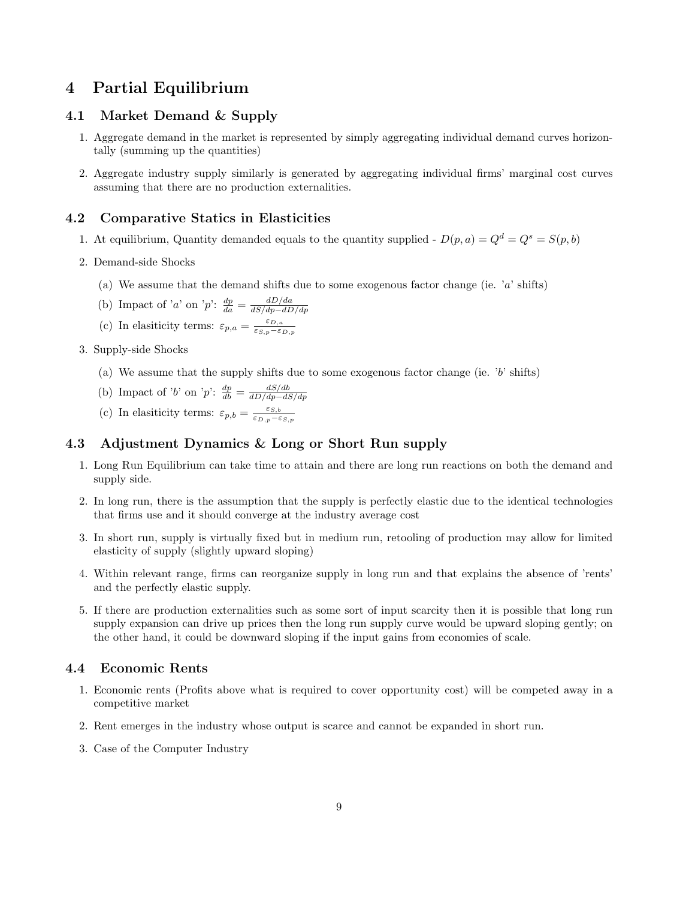# 4 Partial Equilibrium

## 4.1 Market Demand & Supply

1. Aggregate demand in the market is represented by simply aggregating individual demand curves horizontally (summing up the quantities)
2. Aggregate industry supply similarly is generated by aggregating individual firms' marginal cost curves assuming that there are no production externalities.

## 4.2 Comparative Statics in Elasticities

1. At equilibrium, Quantity demanded equals to the quantity supplied - $D(p, a) = Q^d = Q^s = S(p, b)$
2. Demand-side Shocks
   (a) We assume that the demand shifts due to some exogenous factor change (ie. '$a$' shifts)
   (b) Impact of '$a$' on '$p$': $\frac{dp}{da} = \frac{dD/da}{dS/dp - dD/dp}$
   (c) In elasiticity terms: $\varepsilon_{p,a} = \frac{\varepsilon_{D,a}}{\varepsilon_{S,p} - \varepsilon_{D,p}}$
3. Supply-side Shocks
   (a) We assume that the supply shifts due to some exogenous factor change (ie. '$b$' shifts)
   (b) Impact of '$b$' on '$p$': $\frac{dp}{db} = \frac{dS/db}{dD/dp - dS/dp}$
   (c) In elasiticity terms: $\varepsilon_{p,b} = \frac{\varepsilon_{S,b}}{\varepsilon_{D,p} - \varepsilon_{S,p}}$

## 4.3 Adjustment Dynamics & Long or Short Run supply

1. Long Run Equilibrium can take time to attain and there are long run reactions on both the demand and supply side.
2. In long run, there is the assumption that the supply is perfectly elastic due to the identical technologies that firms use and it should converge at the industry average cost
3. In short run, supply is virtually fixed but in medium run, retooling of production may allow for limited elasticity of supply (slightly upward sloping)
4. Within relevant range, firms can reorganize supply in long run and that explains the absence of 'rents' and the perfectly elastic supply.
5. If there are production externalities such as some sort of input scarcity then it is possible that long run supply expansion can drive up prices then the long run supply curve would be upward sloping gently; on the other hand, it could be downward sloping if the input gains from economies of scale.

## 4.4 Economic Rents

1. Economic rents (Profits above what is required to cover opportunity cost) will be competed away in a competitive market
2. Rent emerges in the industry whose output is scarce and cannot be expanded in short run.
3. Case of the Computer Industry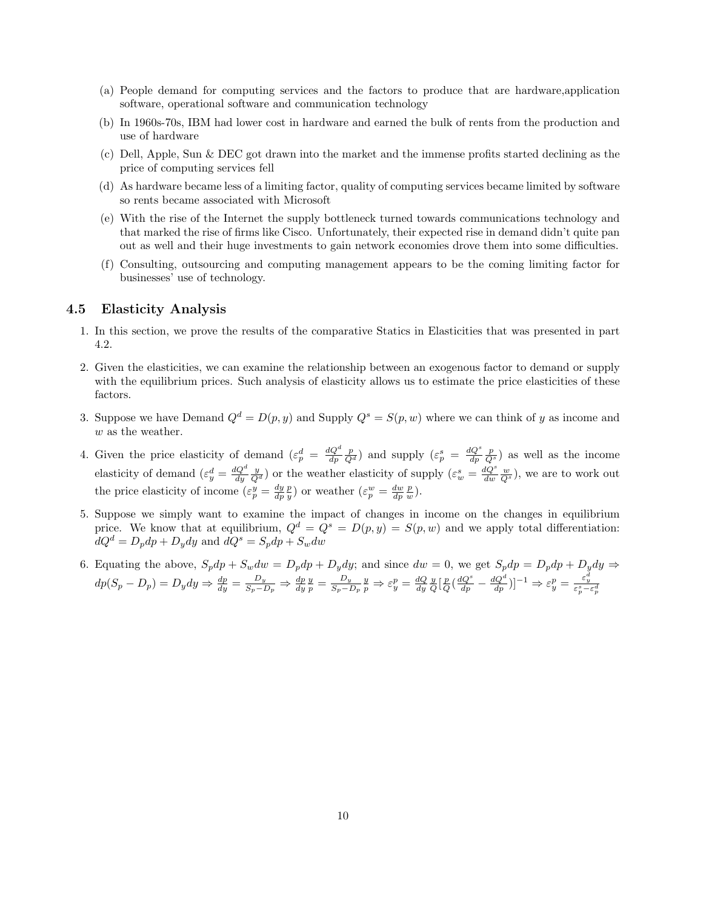(a) People demand for computing services and the factors to produce that are hardware,application software, operational software and communication technology

(b) In 1960s-70s, IBM had lower cost in hardware and earned the bulk of rents from the production and use of hardware

(c) Dell, Apple, Sun & DEC got drawn into the market and the immense profits started declining as the price of computing services fell

(d) As hardware became less of a limiting factor, quality of computing services became limited by software so rents became associated with Microsoft

(e) With the rise of the Internet the supply bottleneck turned towards communications technology and that marked the rise of firms like Cisco. Unfortunately, their expected rise in demand didn't quite pan out as well and their huge investments to gain network economies drove them into some difficulties.

(f) Consulting, outsourcing and computing management appears to be the coming limiting factor for businesses' use of technology.

### 4.5 Elasticity Analysis

1. In this section, we prove the results of the comparative Statics in Elasticities that was presented in part 4.2.

2. Given the elasticities, we can examine the relationship between an exogenous factor to demand or supply with the equilibrium prices. Such analysis of elasticity allows us to estimate the price elasticities of these factors.

3. Suppose we have Demand $Q^d = D(p, y)$ and Supply $Q^s = S(p, w)$ where we can think of $y$ as income and $w$ as the weather.

4. Given the price elasticity of demand ($\varepsilon_p^d = \frac{dQ^d}{dp}\frac{p}{Q^d}$) and supply ($\varepsilon_p^s = \frac{dQ^s}{dp}\frac{p}{Q^s}$) as well as the income elasticity of demand ($\varepsilon_y^d = \frac{dQ^d}{dy}\frac{y}{Q^d}$) or the weather elasticity of supply ($\varepsilon_w^s = \frac{dQ^s}{dw}\frac{w}{Q^s}$), we are to work out the price elasticity of income ($\varepsilon_p^y = \frac{dy}{dp}\frac{p}{y}$) or weather ($\varepsilon_p^w = \frac{dw}{dp}\frac{p}{w}$).

5. Suppose we simply want to examine the impact of changes in income on the changes in equilibrium price. We know that at equilibrium, $Q^d = Q^s = D(p, y) = S(p, w)$ and we apply total differentiation: $dQ^d = D_p dp + D_y dy$ and $dQ^s = S_p dp + S_w dw$

6. Equating the above, $S_p dp + S_w dw = D_p dp + D_y dy$; and since $dw = 0$, we get $S_p dp = D_p dp + D_y dy \Rightarrow dp(S_p - D_p) = D_y dy \Rightarrow \frac{dp}{dy} = \frac{D_y}{S_p - D_p} \Rightarrow \frac{dp}{dy}\frac{y}{p} = \frac{D_y}{S_p - D_p}\frac{y}{p} \Rightarrow \varepsilon_y^p = \frac{dQ}{dy}\frac{y}{Q}[\frac{p}{Q}(\frac{dQ^s}{dp} - \frac{dQ^d}{dp})]^{-1} \Rightarrow \varepsilon_y^p = \frac{\varepsilon_y^d}{\varepsilon_p^s - \varepsilon_p^d}$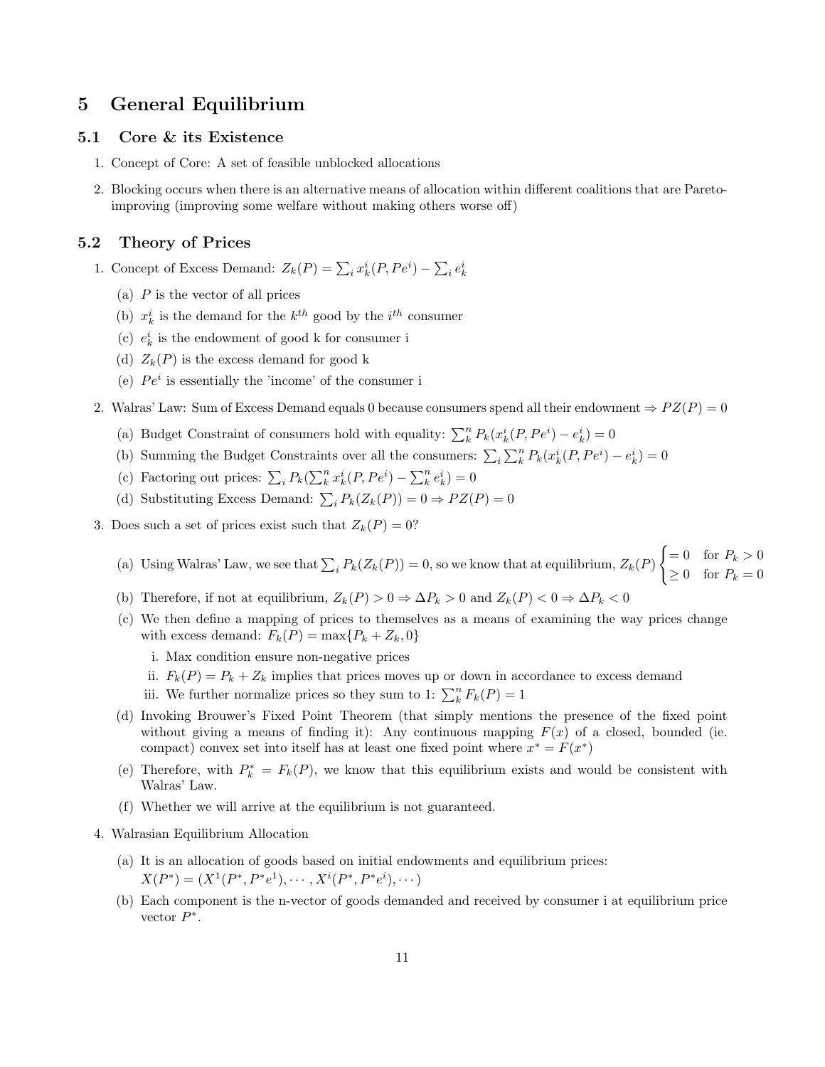# 5 General Equilibrium

## 5.1 Core & its Existence

1. Concept of Core: A set of feasible unblocked allocations
2. Blocking occurs when there is an alternative means of allocation within different coalitions that are Pareto-improving (improving some welfare without making others worse off)

## 5.2 Theory of Prices

1. Concept of Excess Demand: $Z_k(P) = \sum_i x_k^i(P, Pe^i) - \sum_i e_k^i$
   (a) $P$ is the vector of all prices
   (b) $x_k^i$ is the demand for the $k^{th}$ good by the $i^{th}$ consumer
   (c) $e_k^i$ is the endowment of good k for consumer i
   (d) $Z_k(P)$ is the excess demand for good k
   (e) $Pe^i$ is essentially the 'income' of the consumer i
2. Walras' Law: Sum of Excess Demand equals 0 because consumers spend all their endowment $\Rightarrow PZ(P) = 0$
   (a) Budget Constraint of consumers hold with equality: $\sum_k^n P_k(x_k^i(P, Pe^i) - e_k^i) = 0$
   (b) Summing the Budget Constraints over all the consumers: $\sum_i \sum_k^n P_k(x_k^i(P, Pe^i) - e_k^i) = 0$
   (c) Factoring out prices: $\sum_i P_k(\sum_k^n x_k^i(P, Pe^i) - \sum_k^n e_k^i) = 0$
   (d) Substituting Excess Demand: $\sum_i P_k(Z_k(P)) = 0 \Rightarrow PZ(P) = 0$
3. Does such a set of prices exist such that $Z_k(P) = 0$?
   (a) Using Walras' Law, we see that $\sum_i P_k(Z_k(P)) = 0$, so we know that at equilibrium, $Z_k(P) \begin{cases} = 0 & \text{for } P_k > 0 \\ \geq 0 & \text{for } P_k = 0 \end{cases}$
   (b) Therefore, if not at equilibrium, $Z_k(P) > 0 \Rightarrow \Delta P_k > 0$ and $Z_k(P) < 0 \Rightarrow \Delta P_k < 0$
   (c) We then define a mapping of prices to themselves as a means of examining the way prices change with excess demand: $F_k(P) = \max\{P_k + Z_k, 0\}$
      i. Max condition ensure non-negative prices
      ii. $F_k(P) = P_k + Z_k$ implies that prices moves up or down in accordance to excess demand
      iii. We further normalize prices so they sum to 1: $\sum_k^n F_k(P) = 1$
   (d) Invoking Brouwer's Fixed Point Theorem (that simply mentions the presence of the fixed point without giving a means of finding it): Any continuous mapping $F(x)$ of a closed, bounded (ie. compact) convex set into itself has at least one fixed point where $x^* = F(x^*)$
   (e) Therefore, with $P_k^* = F_k(P)$, we know that this equilibrium exists and would be consistent with Walras' Law.
   (f) Whether we will arrive at the equilibrium is not guaranteed.
4. Walrasian Equilibrium Allocation
   (a) It is an allocation of goods based on initial endowments and equilibrium prices: $X(P^*) = (X^1(P^*, P^*e^1), \cdots, X^i(P^*, P^*e^i), \cdots)$
   (b) Each component is the n-vector of goods demanded and received by consumer i at equilibrium price vector $P^*$.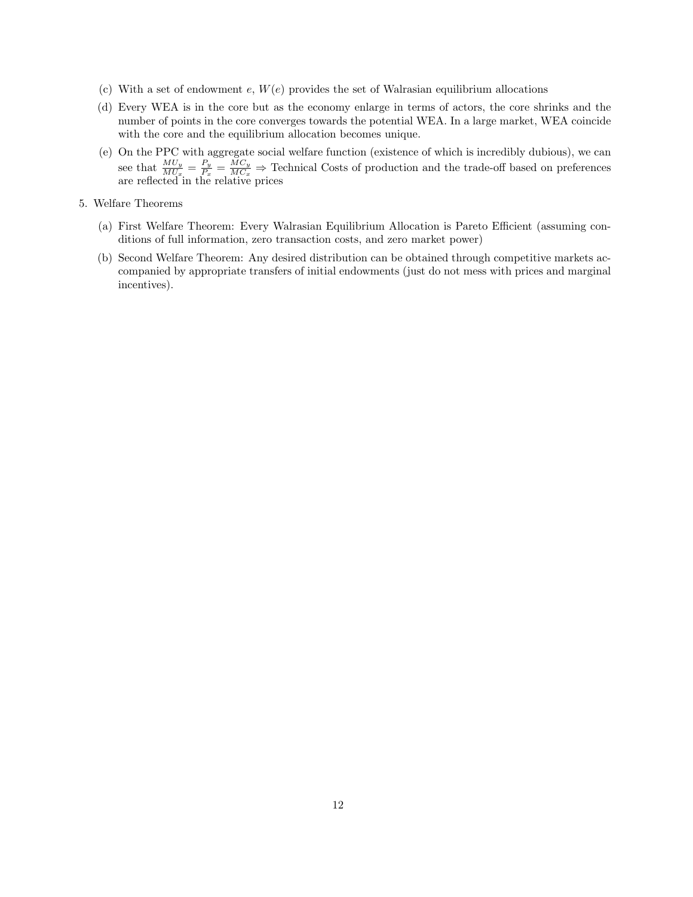(c) With a set of endowment $e$, $W(e)$ provides the set of Walrasian equilibrium allocations

(d) Every WEA is in the core but as the economy enlarge in terms of actors, the core shrinks and the number of points in the core converges towards the potential WEA. In a large market, WEA coincide with the core and the equilibrium allocation becomes unique.

(e) On the PPC with aggregate social welfare function (existence of which is incredibly dubious), we can see that $\frac{MU_y}{MU_x} = \frac{P_y}{P_x} = \frac{MC_y}{MC_x} \Rightarrow$ Technical Costs of production and the trade-off based on preferences are reflected in the relative prices

5. Welfare Theorems

   (a) First Welfare Theorem: Every Walrasian Equilibrium Allocation is Pareto Efficient (assuming conditions of full information, zero transaction costs, and zero market power)

   (b) Second Welfare Theorem: Any desired distribution can be obtained through competitive markets accompanied by appropriate transfers of initial endowments (just do not mess with prices and marginal incentives).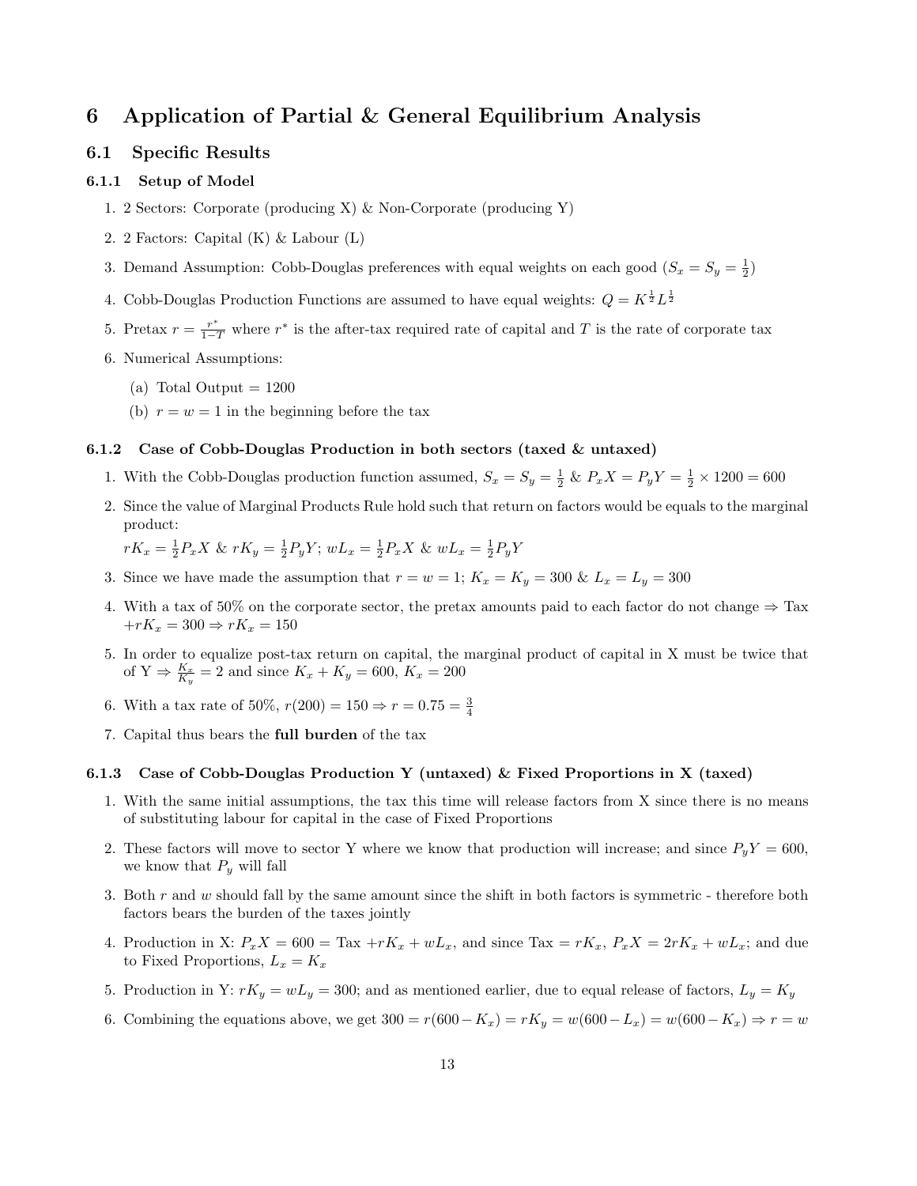# 6 Application of Partial & General Equilibrium Analysis

## 6.1 Specific Results

### 6.1.1 Setup of Model

1. 2 Sectors: Corporate (producing X) & Non-Corporate (producing Y)
2. 2 Factors: Capital (K) & Labour (L)
3. Demand Assumption: Cobb-Douglas preferences with equal weights on each good ($S_x = S_y = \frac{1}{2}$)
4. Cobb-Douglas Production Functions are assumed to have equal weights: $Q = K^{\frac{1}{2}} L^{\frac{1}{2}}$
5. Pretax $r = \frac{r^*}{1-T}$ where $r^*$ is the after-tax required rate of capital and $T$ is the rate of corporate tax
6. Numerical Assumptions:
   (a) Total Output = 1200
   (b) $r = w = 1$ in the beginning before the tax

### 6.1.2 Case of Cobb-Douglas Production in both sectors (taxed & untaxed)

1. With the Cobb-Douglas production function assumed, $S_x = S_y = \frac{1}{2}$ & $P_x X = P_y Y = \frac{1}{2} \times 1200 = 600$
2. Since the value of Marginal Products Rule hold such that return on factors would be equals to the marginal product:
   $rK_x = \frac{1}{2} P_x X$ & $rK_y = \frac{1}{2} P_y Y$; $wL_x = \frac{1}{2} P_x X$ & $wL_x = \frac{1}{2} P_y Y$
3. Since we have made the assumption that $r = w = 1$; $K_x = K_y = 300$ & $L_x = L_y = 300$
4. With a tax of 50% on the corporate sector, the pretax amounts paid to each factor do not change $\Rightarrow$ Tax $+rK_x = 300 \Rightarrow rK_x = 150$
5. In order to equalize post-tax return on capital, the marginal product of capital in X must be twice that of Y $\Rightarrow \frac{K_x}{K_y} = 2$ and since $K_x + K_y = 600$, $K_x = 200$
6. With a tax rate of 50%, $r(200) = 150 \Rightarrow r = 0.75 = \frac{3}{4}$
7. Capital thus bears the **full burden** of the tax

### 6.1.3 Case of Cobb-Douglas Production Y (untaxed) & Fixed Proportions in X (taxed)

1. With the same initial assumptions, the tax this time will release factors from X since there is no means of substituting labour for capital in the case of Fixed Proportions
2. These factors will move to sector Y where we know that production will increase; and since $P_y Y = 600$, we know that $P_y$ will fall
3. Both $r$ and $w$ should fall by the same amount since the shift in both factors is symmetric - therefore both factors bears the burden of the taxes jointly
4. Production in X: $P_x X = 600 =$ Tax $+ rK_x + wL_x$, and since Tax $= rK_x$, $P_x X = 2rK_x + wL_x$; and due to Fixed Proportions, $L_x = K_x$
5. Production in Y: $rK_y = wL_y = 300$; and as mentioned earlier, due to equal release of factors, $L_y = K_y$
6. Combining the equations above, we get $300 = r(600 - K_x) = rK_y = w(600 - L_x) = w(600 - K_x) \Rightarrow r = w$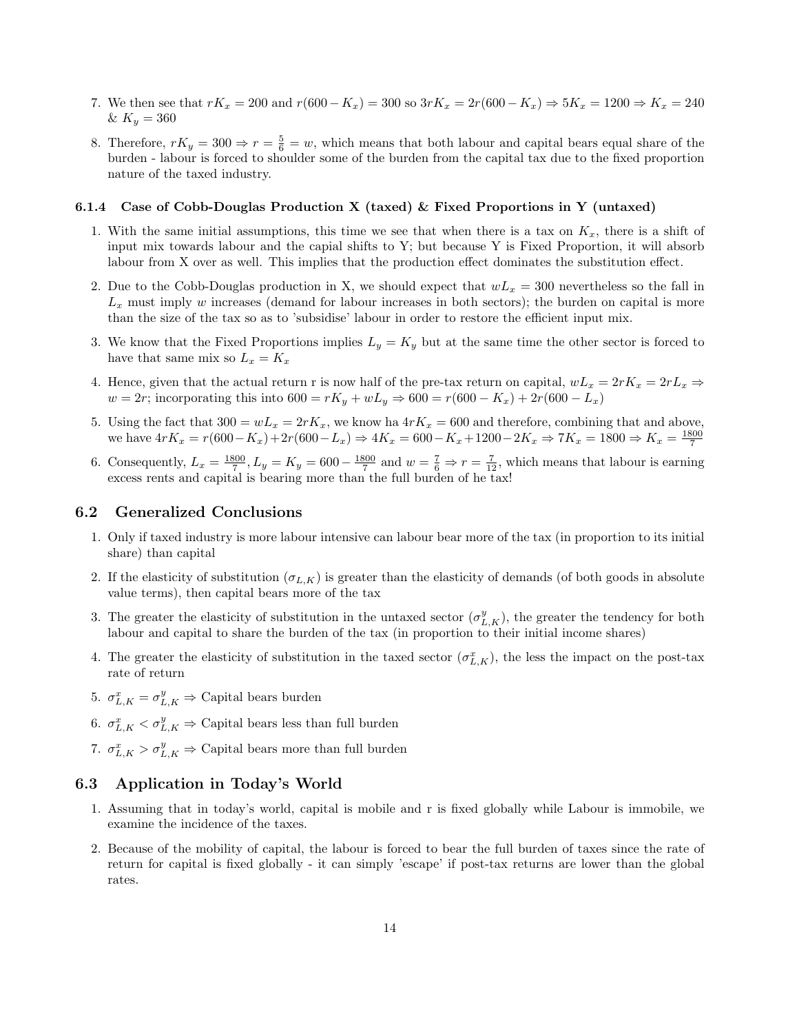7. We then see that $rK_x = 200$ and $r(600 - K_x) = 300$ so $3rK_x = 2r(600 - K_x) \Rightarrow 5K_x = 1200 \Rightarrow K_x = 240$ & $K_y = 360$

8. Therefore, $rK_y = 300 \Rightarrow r = \frac{5}{6} = w$, which means that both labour and capital bears equal share of the burden - labour is forced to shoulder some of the burden from the capital tax due to the fixed proportion nature of the taxed industry.

#### 6.1.4 Case of Cobb-Douglas Production X (taxed) & Fixed Proportions in Y (untaxed)

1. With the same initial assumptions, this time we see that when there is a tax on $K_x$, there is a shift of input mix towards labour and the capial shifts to Y; but because Y is Fixed Proportion, it will absorb labour from X over as well. This implies that the production effect dominates the substitution effect.

2. Due to the Cobb-Douglas production in X, we should expect that $wL_x = 300$ nevertheless so the fall in $L_x$ must imply $w$ increases (demand for labour increases in both sectors); the burden on capital is more than the size of the tax so as to 'subsidise' labour in order to restore the efficient input mix.

3. We know that the Fixed Proportions implies $L_y = K_y$ but at the same time the other sector is forced to have that same mix so $L_x = K_x$

4. Hence, given that the actual return r is now half of the pre-tax return on capital, $wL_x = 2rK_x = 2rL_x \Rightarrow w = 2r$; incorporating this into $600 = rK_y + wL_y \Rightarrow 600 = r(600 - K_x) + 2r(600 - L_x)$

5. Using the fact that $300 = wL_x = 2rK_x$, we know ha $4rK_x = 600$ and therefore, combining that and above, we have $4rK_x = r(600 - K_x) + 2r(600 - L_x) \Rightarrow 4K_x = 600 - K_x + 1200 - 2K_x \Rightarrow 7K_x = 1800 \Rightarrow K_x = \frac{1800}{7}$

6. Consequently, $L_x = \frac{1800}{7}, L_y = K_y = 600 - \frac{1800}{7}$ and $w = \frac{7}{6} \Rightarrow r = \frac{7}{12}$, which means that labour is earning excess rents and capital is bearing more than the full burden of he tax!

### 6.2 Generalized Conclusions

1. Only if taxed industry is more labour intensive can labour bear more of the tax (in proportion to its initial share) than capital

2. If the elasticity of substitution ($\sigma_{L,K}$) is greater than the elasticity of demands (of both goods in absolute value terms), then capital bears more of the tax

3. The greater the elasticity of substitution in the untaxed sector ($\sigma^y_{L,K}$), the greater the tendency for both labour and capital to share the burden of the tax (in proportion to their initial income shares)

4. The greater the elasticity of substitution in the taxed sector ($\sigma^x_{L,K}$), the less the impact on the post-tax rate of return

5. $\sigma^x_{L,K} = \sigma^y_{L,K} \Rightarrow$ Capital bears burden

6. $\sigma^x_{L,K} < \sigma^y_{L,K} \Rightarrow$ Capital bears less than full burden

7. $\sigma^x_{L,K} > \sigma^y_{L,K} \Rightarrow$ Capital bears more than full burden

### 6.3 Application in Today's World

1. Assuming that in today's world, capital is mobile and r is fixed globally while Labour is immobile, we examine the incidence of the taxes.

2. Because of the mobility of capital, the labour is forced to bear the full burden of taxes since the rate of return for capital is fixed globally - it can simply 'escape' if post-tax returns are lower than the global rates.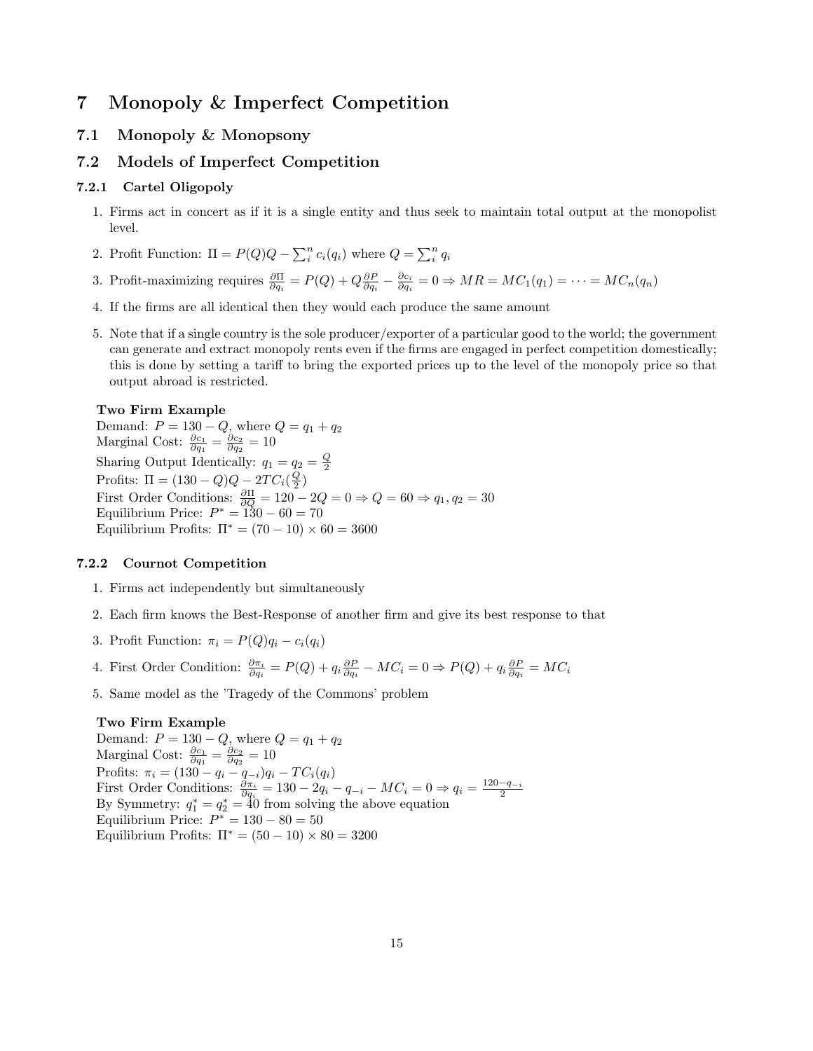# 7 Monopoly & Imperfect Competition

## 7.1 Monopoly & Monopsony

## 7.2 Models of Imperfect Competition

### 7.2.1 Cartel Oligopoly

1. Firms act in concert as if it is a single entity and thus seek to maintain total output at the monopolist level.
2. Profit Function: $\Pi = P(Q)Q - \sum_i^n c_i(q_i)$ where $Q = \sum_i^n q_i$
3. Profit-maximizing requires $\frac{\partial \Pi}{\partial q_i} = P(Q) + Q\frac{\partial P}{\partial q_i} - \frac{\partial c_i}{\partial q_i} = 0 \Rightarrow MR = MC_1(q_1) = \cdots = MC_n(q_n)$
4. If the firms are all identical then they would each produce the same amount
5. Note that if a single country is the sole producer/exporter of a particular good to the world; the government can generate and extract monopoly rents even if the firms are engaged in perfect competition domestically; this is done by setting a tariff to bring the exported prices up to the level of the monopoly price so that output abroad is restricted.

**Two Firm Example**
Demand: $P = 130 - Q$, where $Q = q_1 + q_2$
Marginal Cost: $\frac{\partial c_1}{\partial q_1} = \frac{\partial c_2}{\partial q_2} = 10$
Sharing Output Identically: $q_1 = q_2 = \frac{Q}{2}$
Profits: $\Pi = (130 - Q)Q - 2TC_i(\frac{Q}{2})$
First Order Conditions: $\frac{\partial \Pi}{\partial Q} = 120 - 2Q = 0 \Rightarrow Q = 60 \Rightarrow q_1, q_2 = 30$
Equilibrium Price: $P^* = 130 - 60 = 70$
Equilibrium Profits: $\Pi^* = (70 - 10) \times 60 = 3600$

### 7.2.2 Cournot Competition

1. Firms act independently but simultaneously
2. Each firm knows the Best-Response of another firm and give its best response to that
3. Profit Function: $\pi_i = P(Q)q_i - c_i(q_i)$
4. First Order Condition: $\frac{\partial \pi_i}{\partial q_i} = P(Q) + q_i\frac{\partial P}{\partial q_i} - MC_i = 0 \Rightarrow P(Q) + q_i\frac{\partial P}{\partial q_i} = MC_i$
5. Same model as the 'Tragedy of the Commons' problem

**Two Firm Example**
Demand: $P = 130 - Q$, where $Q = q_1 + q_2$
Marginal Cost: $\frac{\partial c_1}{\partial q_1} = \frac{\partial c_2}{\partial q_2} = 10$
Profits: $\pi_i = (130 - q_i - q_{-i})q_i - TC_i(q_i)$
First Order Conditions: $\frac{\partial \pi_i}{\partial q_i} = 130 - 2q_i - q_{-i} - MC_i = 0 \Rightarrow q_i = \frac{120 - q_{-i}}{2}$
By Symmetry: $q_1^* = q_2^* = 40$ from solving the above equation
Equilibrium Price: $P^* = 130 - 80 = 50$
Equilibrium Profits: $\Pi^* = (50 - 10) \times 80 = 3200$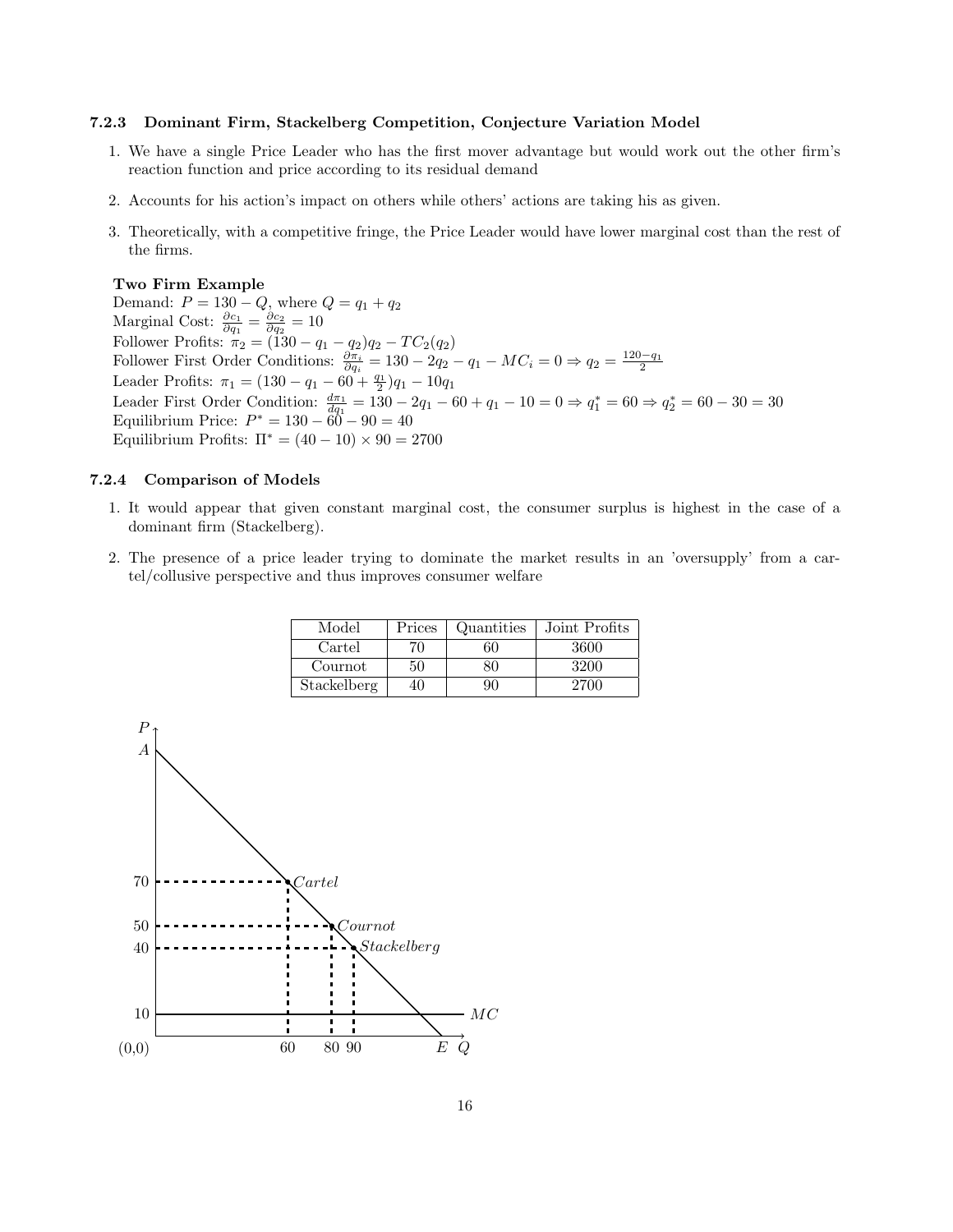### 7.2.3 Dominant Firm, Stackelberg Competition, Conjecture Variation Model

1. We have a single Price Leader who has the first mover advantage but would work out the other firm's reaction function and price according to its residual demand
2. Accounts for his action's impact on others while others' actions are taking his as given.
3. Theoretically, with a competitive fringe, the Price Leader would have lower marginal cost than the rest of the firms.

**Two Firm Example**
Demand: $P = 130 - Q$, where $Q = q_1 + q_2$
Marginal Cost: $\frac{\partial c_1}{\partial q_1} = \frac{\partial c_2}{\partial q_2} = 10$
Follower Profits: $\pi_2 = (130 - q_1 - q_2)q_2 - TC_2(q_2)$
Follower First Order Conditions: $\frac{\partial \pi_i}{\partial q_i} = 130 - 2q_2 - q_1 - MC_i = 0 \Rightarrow q_2 = \frac{120-q_1}{2}$
Leader Profits: $\pi_1 = (130 - q_1 - 60 + \frac{q_1}{2})q_1 - 10q_1$
Leader First Order Condition: $\frac{d\pi_1}{dq_1} = 130 - 2q_1 - 60 + q_1 - 10 = 0 \Rightarrow q_1^* = 60 \Rightarrow q_2^* = 60 - 30 = 30$
Equilibrium Price: $P^* = 130 - 60 - 90 = 40$
Equilibrium Profits: $\Pi^* = (40 - 10) \times 90 = 2700$

### 7.2.4 Comparison of Models

1. It would appear that given constant marginal cost, the consumer surplus is highest in the case of a dominant firm (Stackelberg).
2. The presence of a price leader trying to dominate the market results in an 'oversupply' from a cartel/collusive perspective and thus improves consumer welfare

| Model | Prices | Quantities | Joint Profits |
|---|---|---|---|
| Cartel | 70 | 60 | 3600 |
| Cournot | 50 | 80 | 3200 |
| Stackelberg | 40 | 90 | 2700 |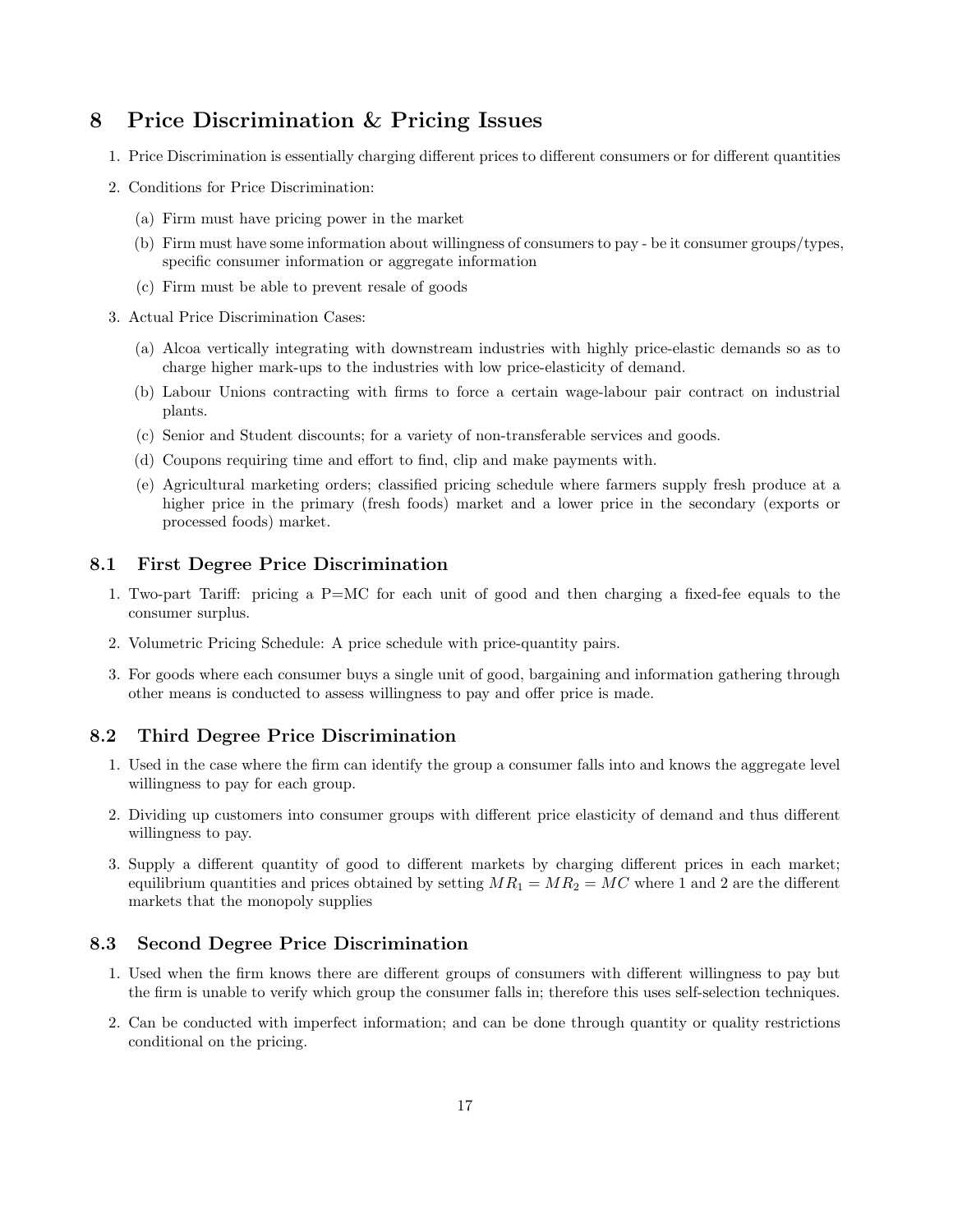# 8 Price Discrimination & Pricing Issues

1. Price Discrimination is essentially charging different prices to different consumers or for different quantities
2. Conditions for Price Discrimination:
   (a) Firm must have pricing power in the market
   (b) Firm must have some information about willingness of consumers to pay - be it consumer groups/types, specific consumer information or aggregate information
   (c) Firm must be able to prevent resale of goods
3. Actual Price Discrimination Cases:
   (a) Alcoa vertically integrating with downstream industries with highly price-elastic demands so as to charge higher mark-ups to the industries with low price-elasticity of demand.
   (b) Labour Unions contracting with firms to force a certain wage-labour pair contract on industrial plants.
   (c) Senior and Student discounts; for a variety of non-transferable services and goods.
   (d) Coupons requiring time and effort to find, clip and make payments with.
   (e) Agricultural marketing orders; classified pricing schedule where farmers supply fresh produce at a higher price in the primary (fresh foods) market and a lower price in the secondary (exports or processed foods) market.

## 8.1 First Degree Price Discrimination

1. Two-part Tariff: pricing a P=MC for each unit of good and then charging a fixed-fee equals to the consumer surplus.
2. Volumetric Pricing Schedule: A price schedule with price-quantity pairs.
3. For goods where each consumer buys a single unit of good, bargaining and information gathering through other means is conducted to assess willingness to pay and offer price is made.

## 8.2 Third Degree Price Discrimination

1. Used in the case where the firm can identify the group a consumer falls into and knows the aggregate level willingness to pay for each group.
2. Dividing up customers into consumer groups with different price elasticity of demand and thus different willingness to pay.
3. Supply a different quantity of good to different markets by charging different prices in each market; equilibrium quantities and prices obtained by setting $MR_1 = MR_2 = MC$ where 1 and 2 are the different markets that the monopoly supplies

## 8.3 Second Degree Price Discrimination

1. Used when the firm knows there are different groups of consumers with different willingness to pay but the firm is unable to verify which group the consumer falls in; therefore this uses self-selection techniques.
2. Can be conducted with imperfect information; and can be done through quantity or quality restrictions conditional on the pricing.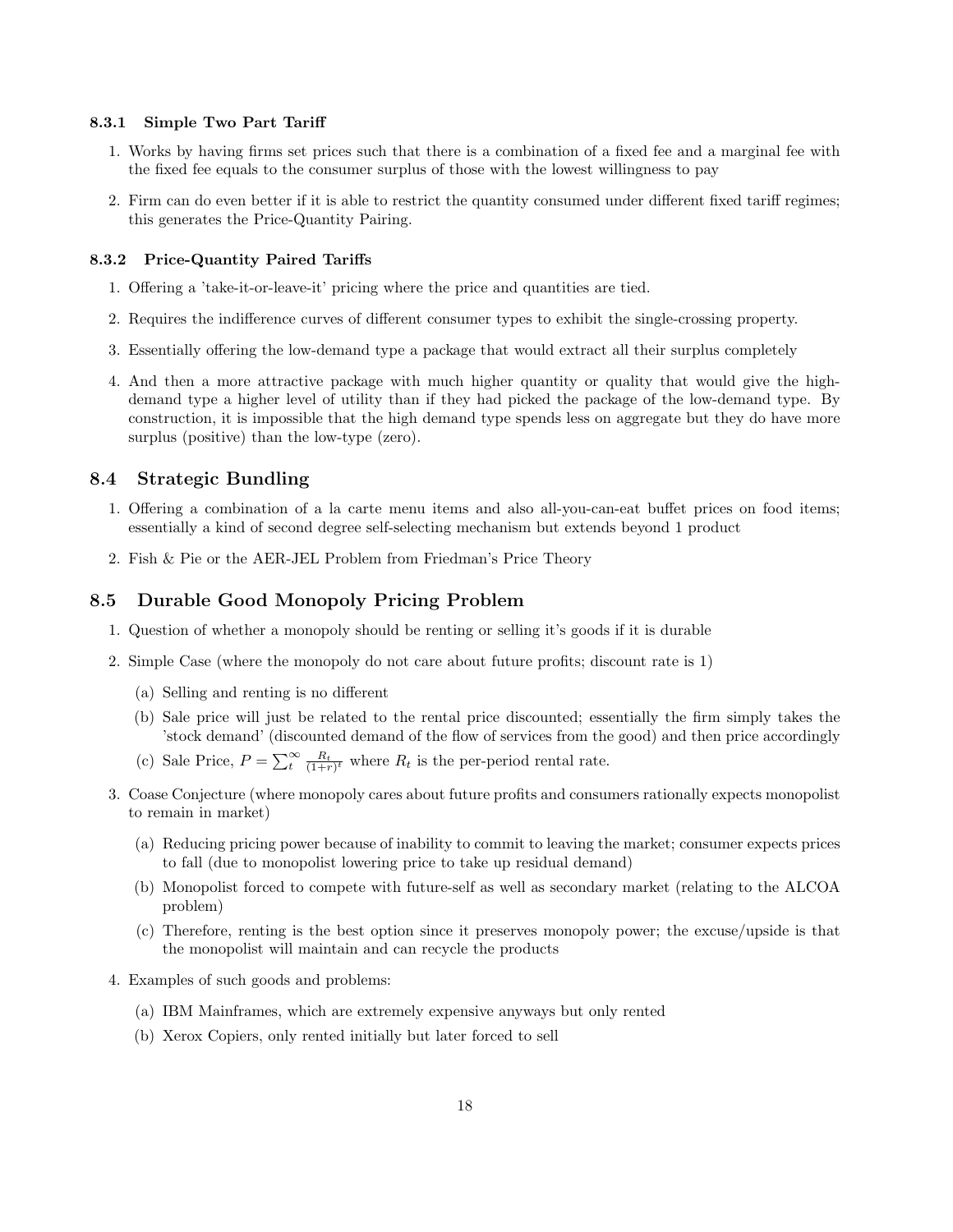#### 8.3.1 Simple Two Part Tariff

1. Works by having firms set prices such that there is a combination of a fixed fee and a marginal fee with the fixed fee equals to the consumer surplus of those with the lowest willingness to pay
2. Firm can do even better if it is able to restrict the quantity consumed under different fixed tariff regimes; this generates the Price-Quantity Pairing.

#### 8.3.2 Price-Quantity Paired Tariffs

1. Offering a 'take-it-or-leave-it' pricing where the price and quantities are tied.
2. Requires the indifference curves of different consumer types to exhibit the single-crossing property.
3. Essentially offering the low-demand type a package that would extract all their surplus completely
4. And then a more attractive package with much higher quantity or quality that would give the high-demand type a higher level of utility than if they had picked the package of the low-demand type. By construction, it is impossible that the high demand type spends less on aggregate but they do have more surplus (positive) than the low-type (zero).

## 8.4 Strategic Bundling

1. Offering a combination of a la carte menu items and also all-you-can-eat buffet prices on food items; essentially a kind of second degree self-selecting mechanism but extends beyond 1 product
2. Fish & Pie or the AER-JEL Problem from Friedman's Price Theory

## 8.5 Durable Good Monopoly Pricing Problem

1. Question of whether a monopoly should be renting or selling it's goods if it is durable
2. Simple Case (where the monopoly do not care about future profits; discount rate is 1)
   (a) Selling and renting is no different
   (b) Sale price will just be related to the rental price discounted; essentially the firm simply takes the 'stock demand' (discounted demand of the flow of services from the good) and then price accordingly
   (c) Sale Price, $P = \sum_{t}^{\infty} \frac{R_t}{(1+r)^t}$ where $R_t$ is the per-period rental rate.
3. Coase Conjecture (where monopoly cares about future profits and consumers rationally expects monopolist to remain in market)
   (a) Reducing pricing power because of inability to commit to leaving the market; consumer expects prices to fall (due to monopolist lowering price to take up residual demand)
   (b) Monopolist forced to compete with future-self as well as secondary market (relating to the ALCOA problem)
   (c) Therefore, renting is the best option since it preserves monopoly power; the excuse/upside is that the monopolist will maintain and can recycle the products
4. Examples of such goods and problems:
   (a) IBM Mainframes, which are extremely expensive anyways but only rented
   (b) Xerox Copiers, only rented initially but later forced to sell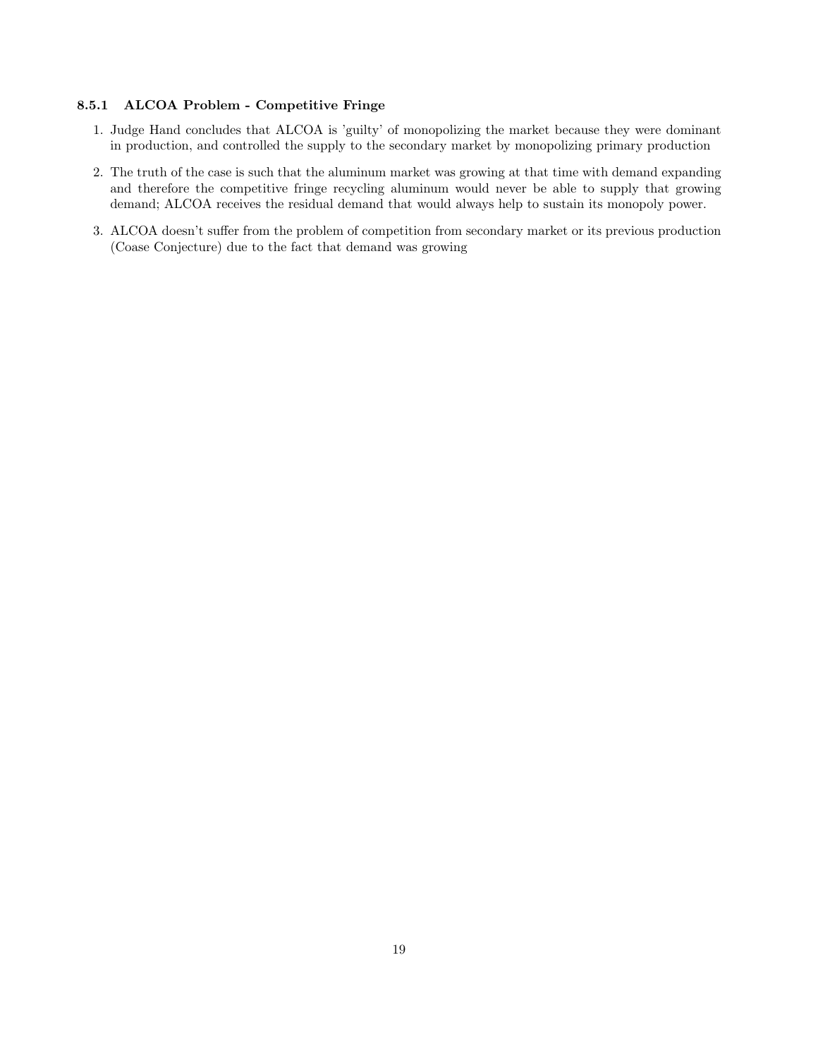#### 8.5.1 ALCOA Problem - Competitive Fringe

1. Judge Hand concludes that ALCOA is 'guilty' of monopolizing the market because they were dominant in production, and controlled the supply to the secondary market by monopolizing primary production
2. The truth of the case is such that the aluminum market was growing at that time with demand expanding and therefore the competitive fringe recycling aluminum would never be able to supply that growing demand; ALCOA receives the residual demand that would always help to sustain its monopoly power.
3. ALCOA doesn't suffer from the problem of competition from secondary market or its previous production (Coase Conjecture) due to the fact that demand was growing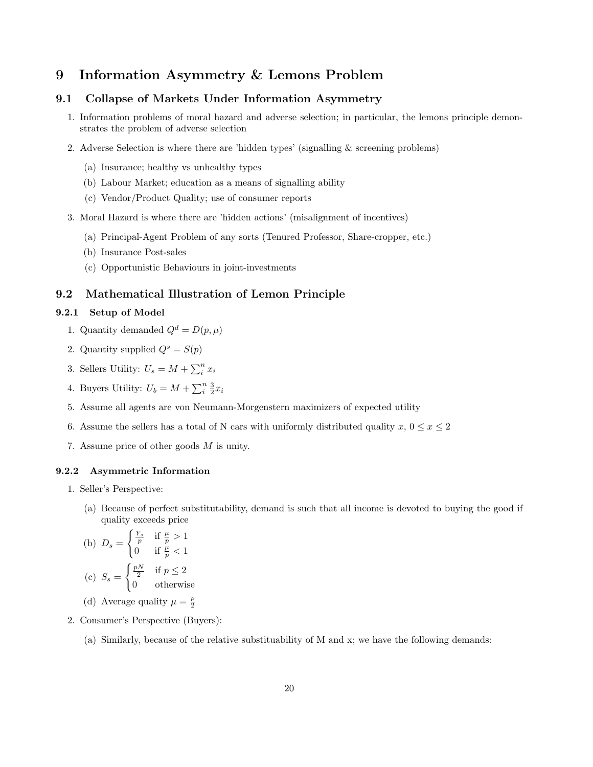# 9 Information Asymmetry & Lemons Problem

## 9.1 Collapse of Markets Under Information Asymmetry

1. Information problems of moral hazard and adverse selection; in particular, the lemons principle demonstrates the problem of adverse selection
2. Adverse Selection is where there are 'hidden types' (signalling & screening problems)
   (a) Insurance; healthy vs unhealthy types
   (b) Labour Market; education as a means of signalling ability
   (c) Vendor/Product Quality; use of consumer reports
3. Moral Hazard is where there are 'hidden actions' (misalignment of incentives)
   (a) Principal-Agent Problem of any sorts (Tenured Professor, Share-cropper, etc.)
   (b) Insurance Post-sales
   (c) Opportunistic Behaviours in joint-investments

## 9.2 Mathematical Illustration of Lemon Principle

### 9.2.1 Setup of Model

1. Quantity demanded $Q^d = D(p, \mu)$
2. Quantity supplied $Q^s = S(p)$
3. Sellers Utility: $U_s = M + \sum_i^n x_i$
4. Buyers Utility: $U_b = M + \sum_i^n \frac{3}{2} x_i$
5. Assume all agents are von Neumann-Morgenstern maximizers of expected utility
6. Assume the sellers has a total of N cars with uniformly distributed quality $x$, $0 \leq x \leq 2$
7. Assume price of other goods $M$ is unity.

### 9.2.2 Asymmetric Information

1. Seller's Perspective:
   (a) Because of perfect substitutability, demand is such that all income is devoted to buying the good if quality exceeds price
   (b) $D_s = \begin{cases} \frac{Y_s}{p} & \text{if } \frac{\mu}{p} > 1 \\ 0 & \text{if } \frac{\mu}{p} < 1 \end{cases}$
   (c) $S_s = \begin{cases} \frac{pN}{2} & \text{if } p \leq 2 \\ 0 & \text{otherwise} \end{cases}$
   (d) Average quality $\mu = \frac{p}{2}$
2. Consumer's Perspective (Buyers):
   (a) Similarly, because of the relative substituability of M and x; we have the following demands: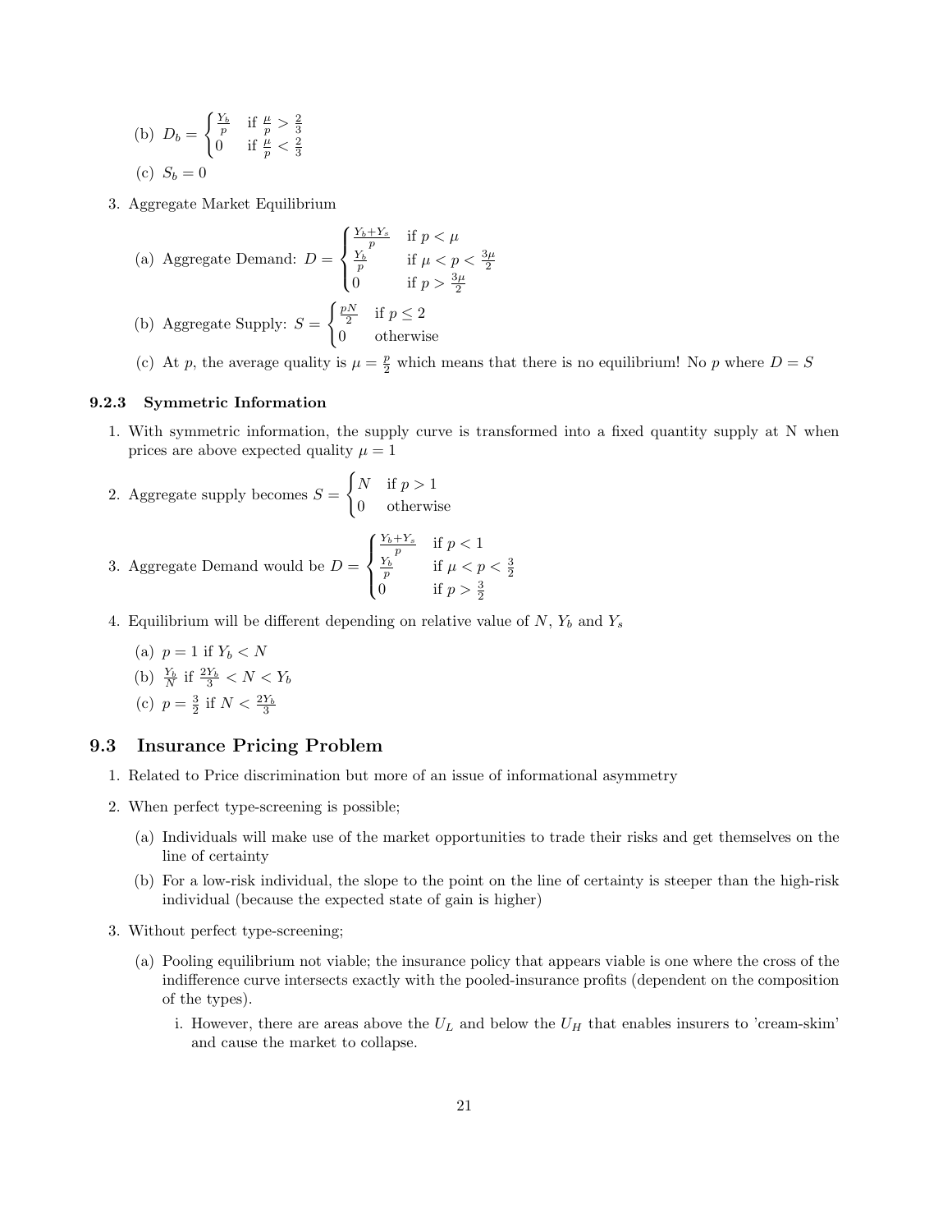(b) $D_b = \begin{cases} \frac{Y_b}{p} & \text{if } \frac{\mu}{p} > \frac{2}{3} \\ 0 & \text{if } \frac{\mu}{p} < \frac{2}{3} \end{cases}$

(c) $S_b = 0$

3. Aggregate Market Equilibrium

   (a) Aggregate Demand: $D = \begin{cases} \frac{Y_b+Y_s}{p} & \text{if } p < \mu \\ \frac{Y_b}{p} & \text{if } \mu < p < \frac{3\mu}{2} \\ 0 & \text{if } p > \frac{3\mu}{2} \end{cases}$

   (b) Aggregate Supply: $S = \begin{cases} \frac{pN}{2} & \text{if } p \leq 2 \\ 0 & \text{otherwise} \end{cases}$

   (c) At $p$, the average quality is $\mu = \frac{p}{2}$ which means that there is no equilibrium! No $p$ where $D = S$

### 9.2.3 Symmetric Information

1. With symmetric information, the supply curve is transformed into a fixed quantity supply at N when prices are above expected quality $\mu = 1$

2. Aggregate supply becomes $S = \begin{cases} N & \text{if } p > 1 \\ 0 & \text{otherwise} \end{cases}$

3. Aggregate Demand would be $D = \begin{cases} \frac{Y_b+Y_s}{p} & \text{if } p < 1 \\ \frac{Y_b}{p} & \text{if } \mu < p < \frac{3}{2} \\ 0 & \text{if } p > \frac{3}{2} \end{cases}$

4. Equilibrium will be different depending on relative value of $N$, $Y_b$ and $Y_s$

   (a) $p = 1$ if $Y_b < N$

   (b) $\frac{Y_b}{N}$ if $\frac{2Y_b}{3} < N < Y_b$

   (c) $p = \frac{3}{2}$ if $N < \frac{2Y_b}{3}$

## 9.3 Insurance Pricing Problem

1. Related to Price discrimination but more of an issue of informational asymmetry

2. When perfect type-screening is possible;

   (a) Individuals will make use of the market opportunities to trade their risks and get themselves on the line of certainty

   (b) For a low-risk individual, the slope to the point on the line of certainty is steeper than the high-risk individual (because the expected state of gain is higher)

3. Without perfect type-screening;

   (a) Pooling equilibrium not viable; the insurance policy that appears viable is one where the cross of the indifference curve intersects exactly with the pooled-insurance profits (dependent on the composition of the types).

      i. However, there are areas above the $U_L$ and below the $U_H$ that enables insurers to 'cream-skim' and cause the market to collapse.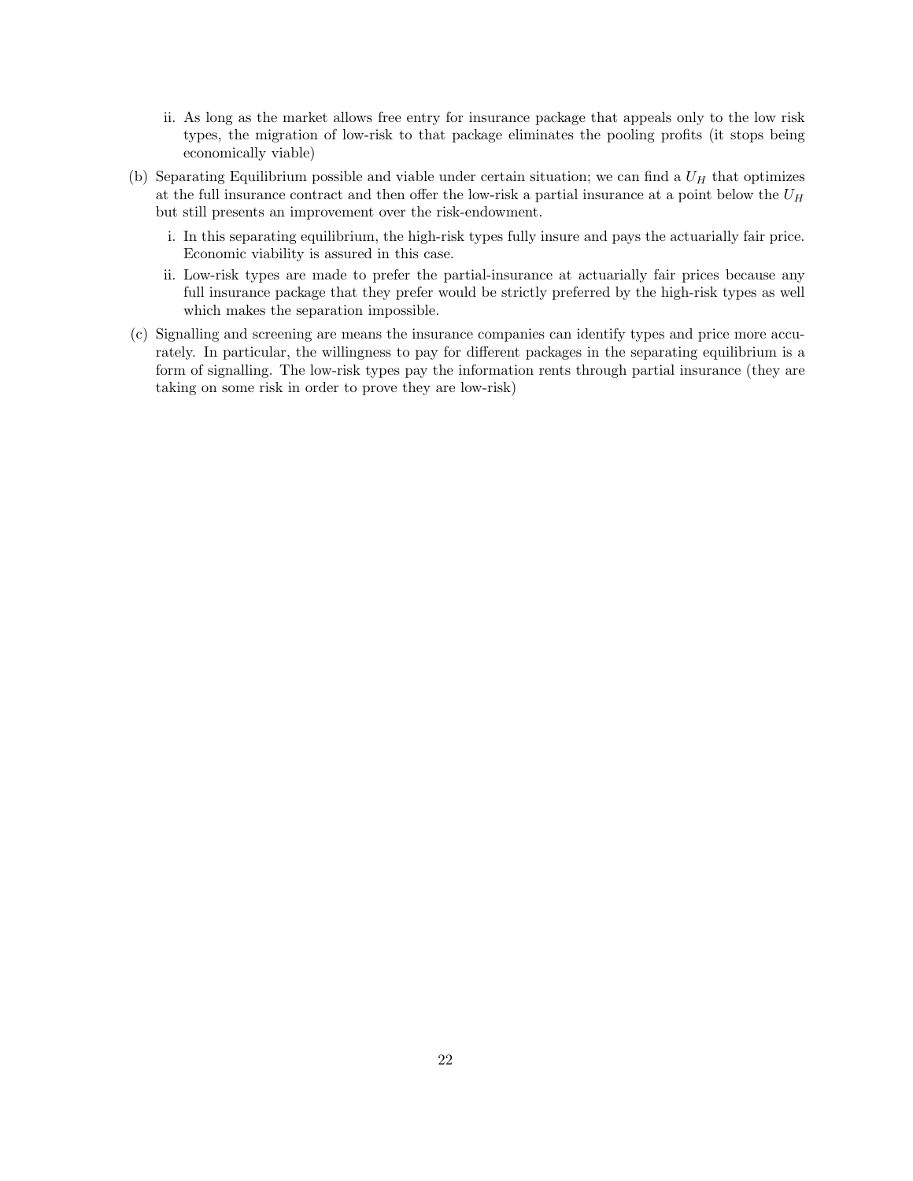ii. As long as the market allows free entry for insurance package that appeals only to the low risk types, the migration of low-risk to that package eliminates the pooling profits (it stops being economically viable)

(b) Separating Equilibrium possible and viable under certain situation; we can find a $U_H$ that optimizes at the full insurance contract and then offer the low-risk a partial insurance at a point below the $U_H$ but still presents an improvement over the risk-endowment.

   i. In this separating equilibrium, the high-risk types fully insure and pays the actuarially fair price. Economic viability is assured in this case.

   ii. Low-risk types are made to prefer the partial-insurance at actuarially fair prices because any full insurance package that they prefer would be strictly preferred by the high-risk types as well which makes the separation impossible.

(c) Signalling and screening are means the insurance companies can identify types and price more accurately. In particular, the willingness to pay for different packages in the separating equilibrium is a form of signalling. The low-risk types pay the information rents through partial insurance (they are taking on some risk in order to prove they are low-risk)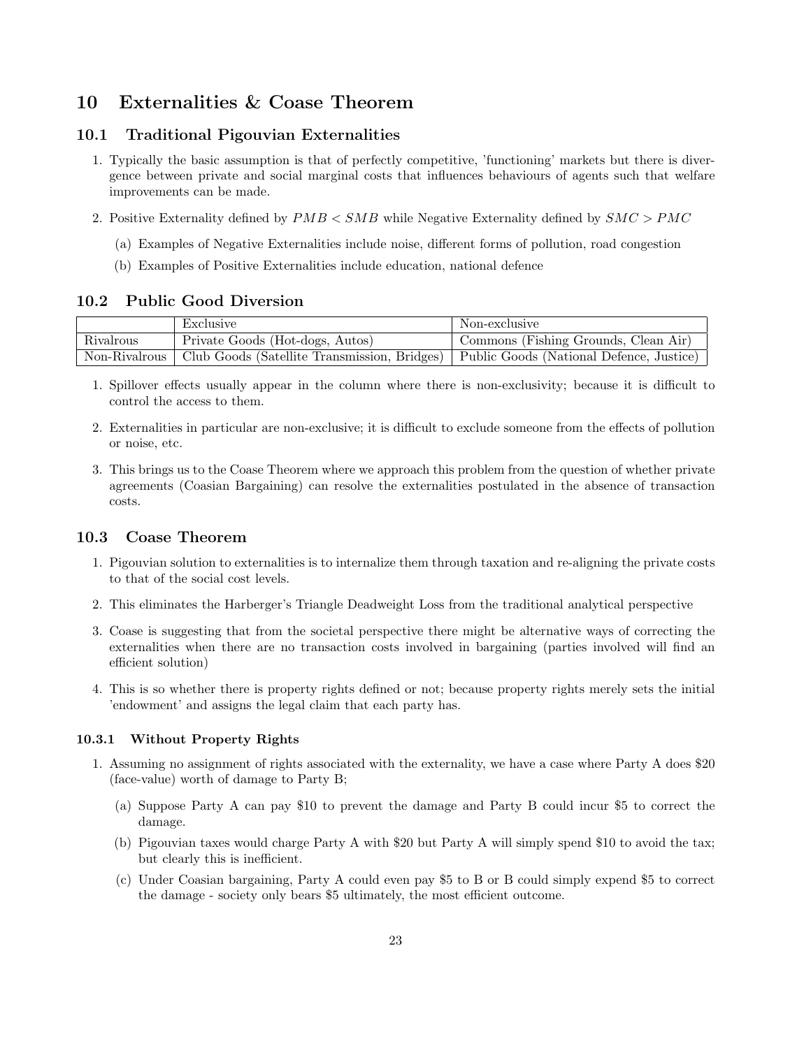# 10 Externalities & Coase Theorem

## 10.1 Traditional Pigouvian Externalities

1. Typically the basic assumption is that of perfectly competitive, 'functioning' markets but there is divergence between private and social marginal costs that influences behaviours of agents such that welfare improvements can be made.

2. Positive Externality defined by $PMB < SMB$ while Negative Externality defined by $SMC > PMC$

   (a) Examples of Negative Externalities include noise, different forms of pollution, road congestion

   (b) Examples of Positive Externalities include education, national defence

## 10.2 Public Good Diversion

| | Exclusive | Non-exclusive |
|---|---|---|
| Rivalrous | Private Goods (Hot-dogs, Autos) | Commons (Fishing Grounds, Clean Air) |
| Non-Rivalrous | Club Goods (Satellite Transmission, Bridges) | Public Goods (National Defence, Justice) |

1. Spillover effects usually appear in the column where there is non-exclusivity; because it is difficult to control the access to them.

2. Externalities in particular are non-exclusive; it is difficult to exclude someone from the effects of pollution or noise, etc.

3. This brings us to the Coase Theorem where we approach this problem from the question of whether private agreements (Coasian Bargaining) can resolve the externalities postulated in the absence of transaction costs.

## 10.3 Coase Theorem

1. Pigouvian solution to externalities is to internalize them through taxation and re-aligning the private costs to that of the social cost levels.

2. This eliminates the Harberger's Triangle Deadweight Loss from the traditional analytical perspective

3. Coase is suggesting that from the societal perspective there might be alternative ways of correcting the externalities when there are no transaction costs involved in bargaining (parties involved will find an efficient solution)

4. This is so whether there is property rights defined or not; because property rights merely sets the initial 'endowment' and assigns the legal claim that each party has.

### 10.3.1 Without Property Rights

1. Assuming no assignment of rights associated with the externality, we have a case where Party A does \$20 (face-value) worth of damage to Party B;

   (a) Suppose Party A can pay \$10 to prevent the damage and Party B could incur \$5 to correct the damage.

   (b) Pigouvian taxes would charge Party A with \$20 but Party A will simply spend \$10 to avoid the tax; but clearly this is inefficient.

   (c) Under Coasian bargaining, Party A could even pay \$5 to B or B could simply expend \$5 to correct the damage - society only bears \$5 ultimately, the most efficient outcome.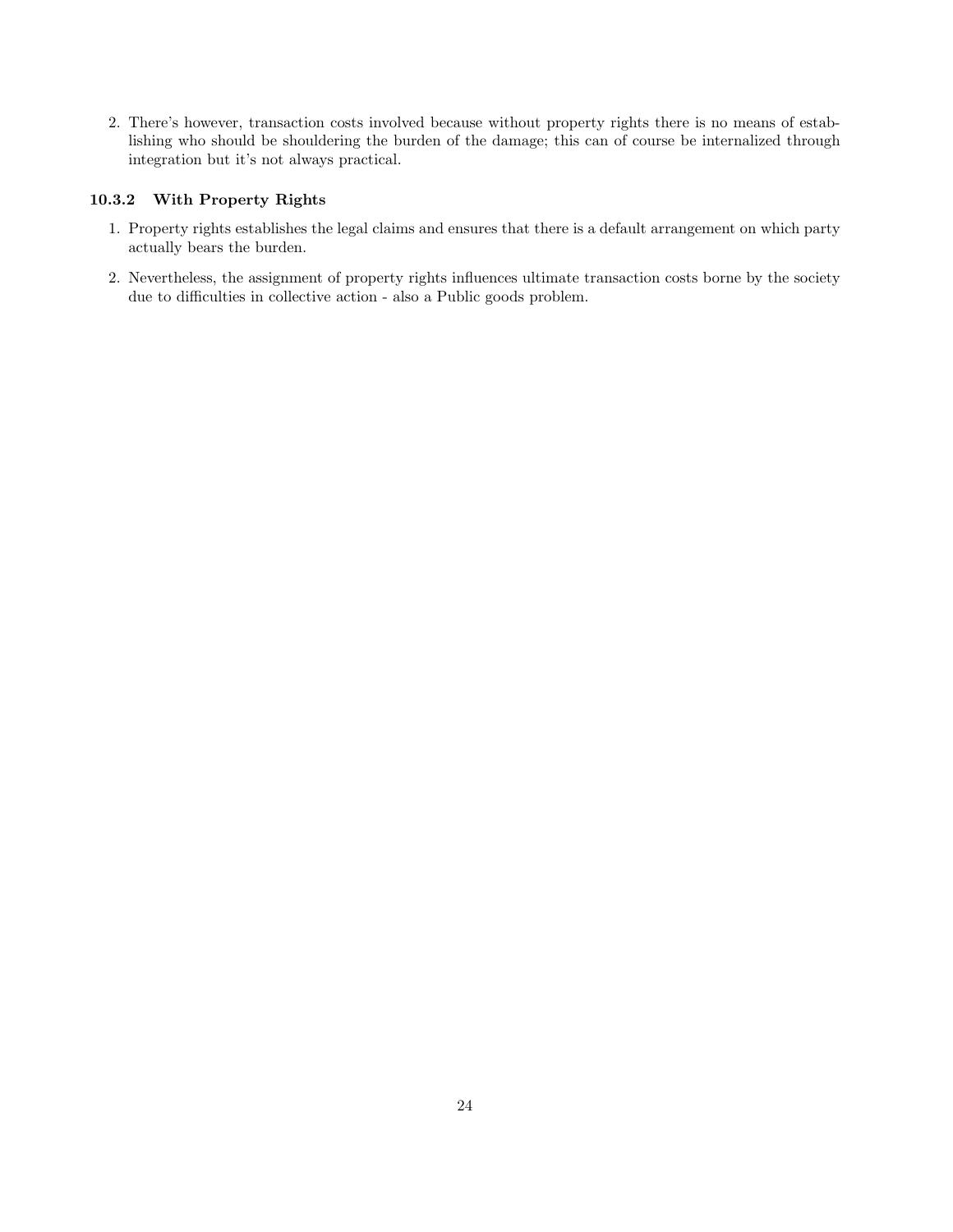2. There's however, transaction costs involved because without property rights there is no means of establishing who should be shouldering the burden of the damage; this can of course be internalized through integration but it's not always practical.

#### 10.3.2 With Property Rights

1. Property rights establishes the legal claims and ensures that there is a default arrangement on which party actually bears the burden.

2. Nevertheless, the assignment of property rights influences ultimate transaction costs borne by the society due to difficulties in collective action - also a Public goods problem.